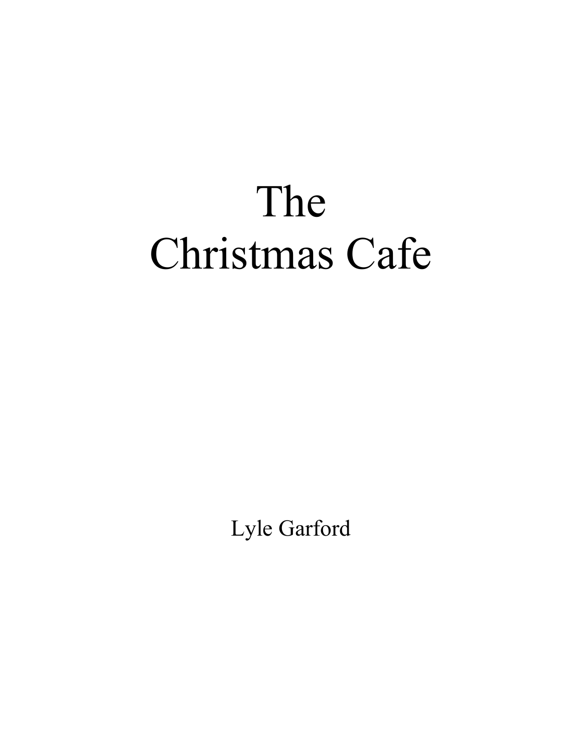# The Christmas Cafe

Lyle Garford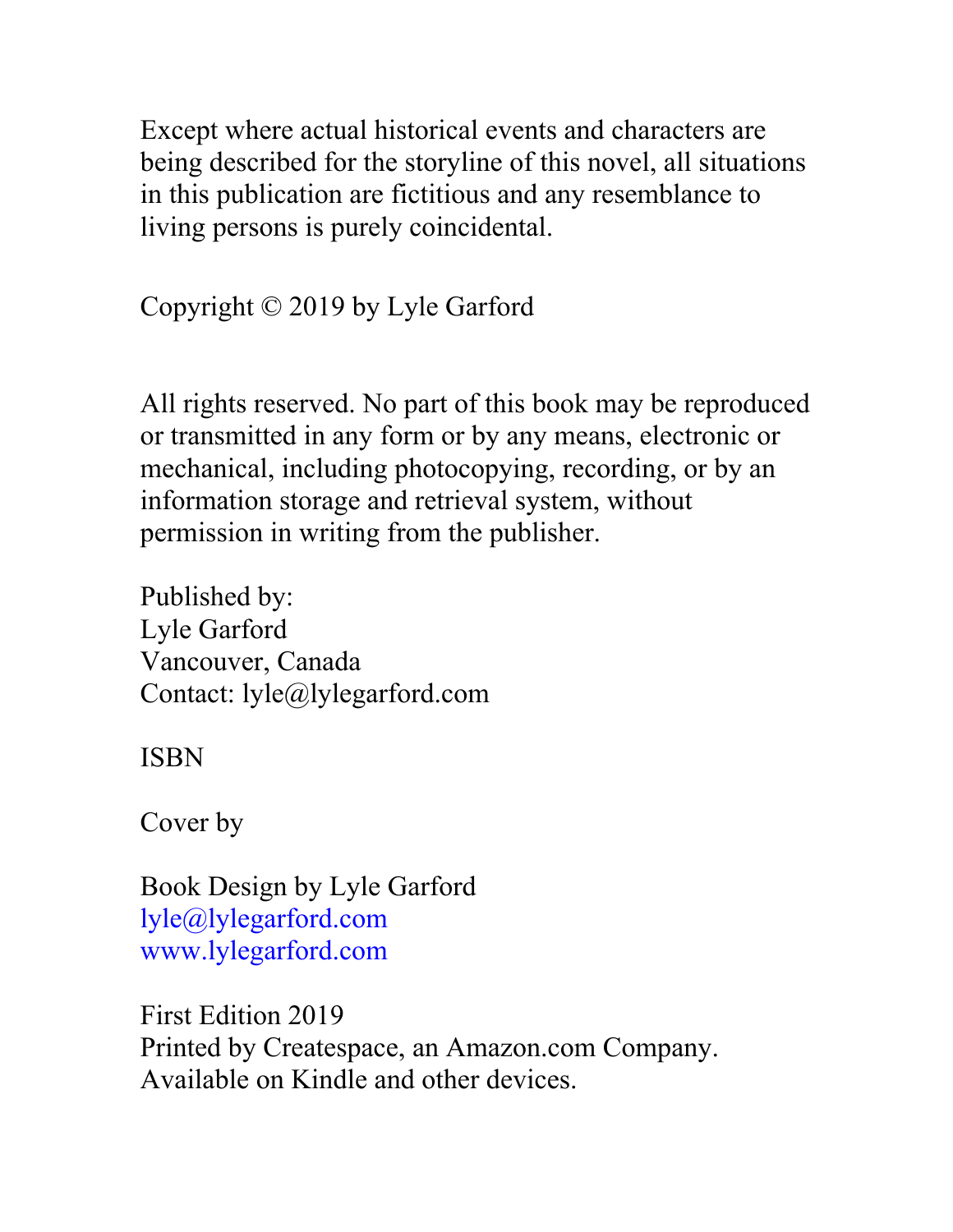Except where actual historical events and characters are being described for the storyline of this novel, all situations in this publication are fictitious and any resemblance to living persons is purely coincidental.

Copyright © 2019 by Lyle Garford

All rights reserved. No part of this book may be reproduced or transmitted in any form or by any means, electronic or mechanical, including photocopying, recording, or by an information storage and retrieval system, without permission in writing from the publisher.

Published by:
Lyle Garford
Vancouver, Canada
Contact: lyle@lylegarford.com

ISBN

Cover by

Book Design by Lyle Garford
lyle@lylegarford.com
www.lylegarford.com

First Edition 2019
Printed by Createspace, an Amazon.com Company.
Available on Kindle and other devices.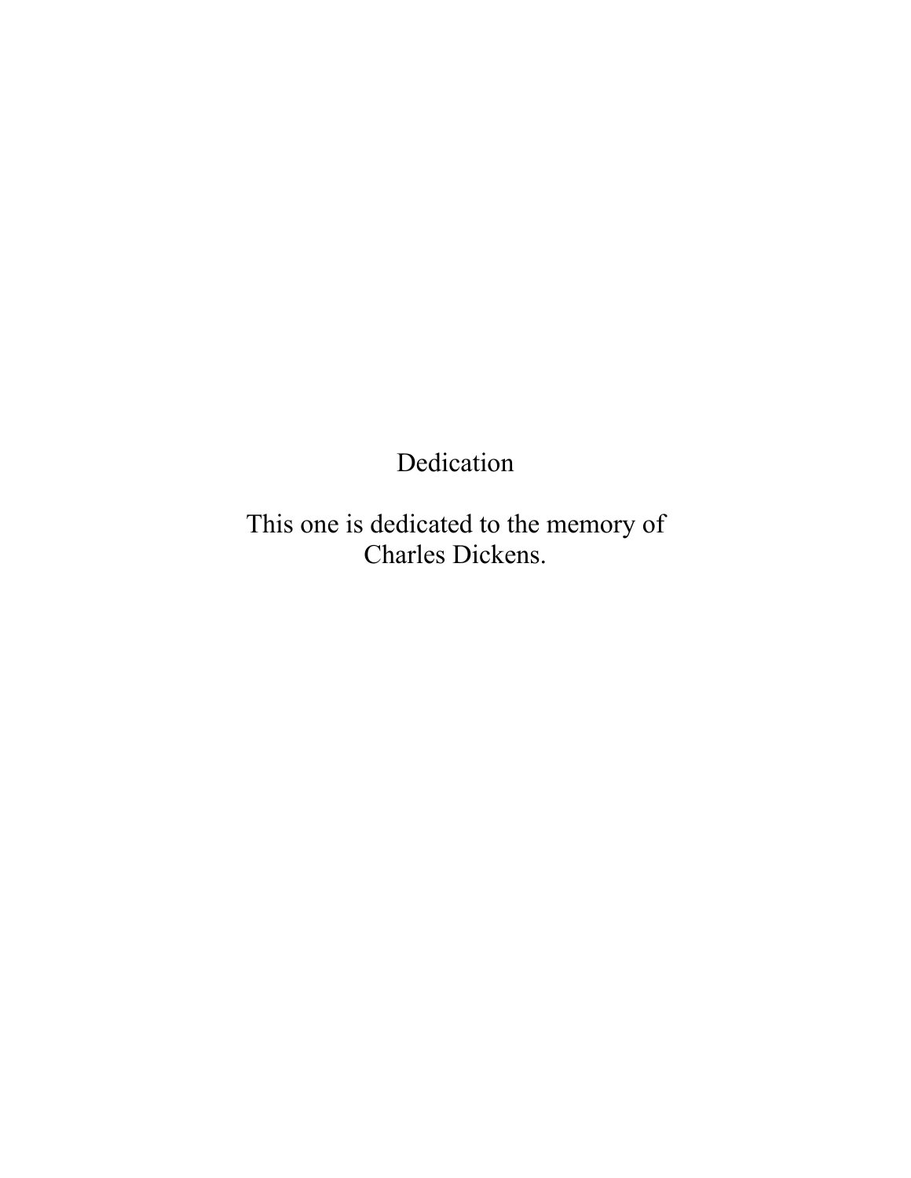# Dedication

This one is dedicated to the memory of Charles Dickens.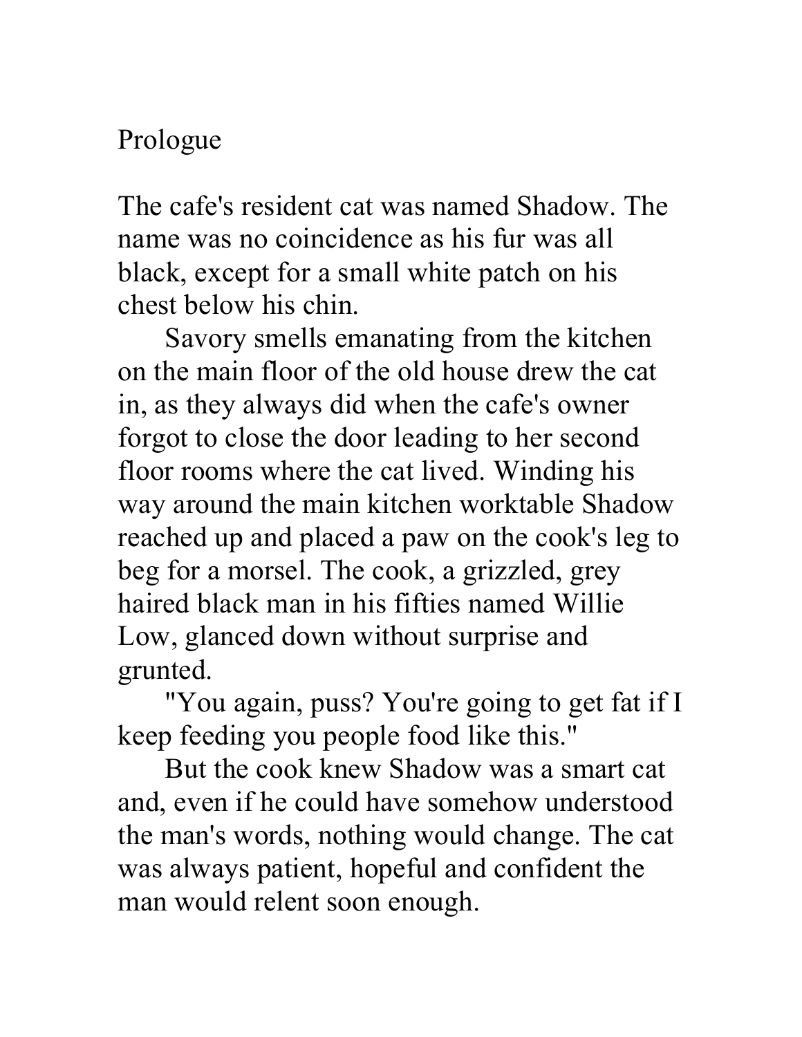# Prologue

The cafe's resident cat was named Shadow. The name was no coincidence as his fur was all black, except for a small white patch on his chest below his chin.

Savory smells emanating from the kitchen on the main floor of the old house drew the cat in, as they always did when the cafe's owner forgot to close the door leading to her second floor rooms where the cat lived. Winding his way around the main kitchen worktable Shadow reached up and placed a paw on the cook's leg to beg for a morsel. The cook, a grizzled, grey haired black man in his fifties named Willie Low, glanced down without surprise and grunted.

"You again, puss? You're going to get fat if I keep feeding you people food like this."

But the cook knew Shadow was a smart cat and, even if he could have somehow understood the man's words, nothing would change. The cat was always patient, hopeful and confident the man would relent soon enough.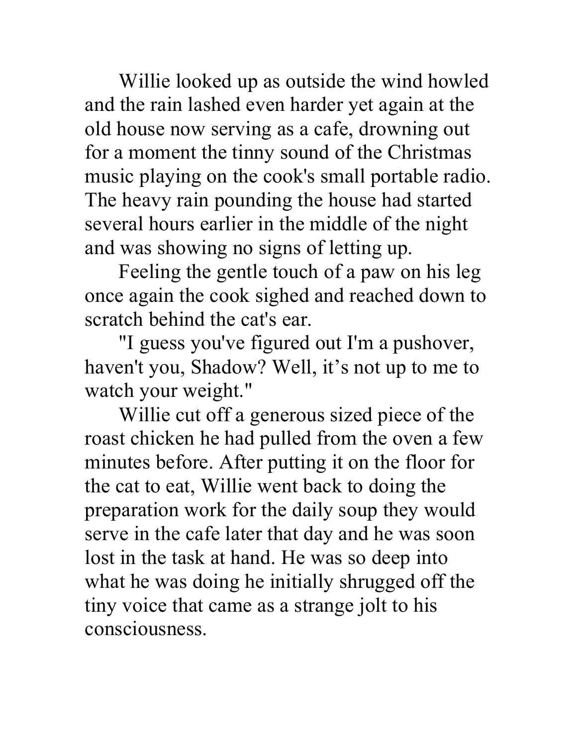Willie looked up as outside the wind howled and the rain lashed even harder yet again at the old house now serving as a cafe, drowning out for a moment the tinny sound of the Christmas music playing on the cook's small portable radio. The heavy rain pounding the house had started several hours earlier in the middle of the night and was showing no signs of letting up.

Feeling the gentle touch of a paw on his leg once again the cook sighed and reached down to scratch behind the cat's ear.

"I guess you've figured out I'm a pushover, haven't you, Shadow? Well, it's not up to me to watch your weight."

Willie cut off a generous sized piece of the roast chicken he had pulled from the oven a few minutes before. After putting it on the floor for the cat to eat, Willie went back to doing the preparation work for the daily soup they would serve in the cafe later that day and he was soon lost in the task at hand. He was so deep into what he was doing he initially shrugged off the tiny voice that came as a strange jolt to his consciousness.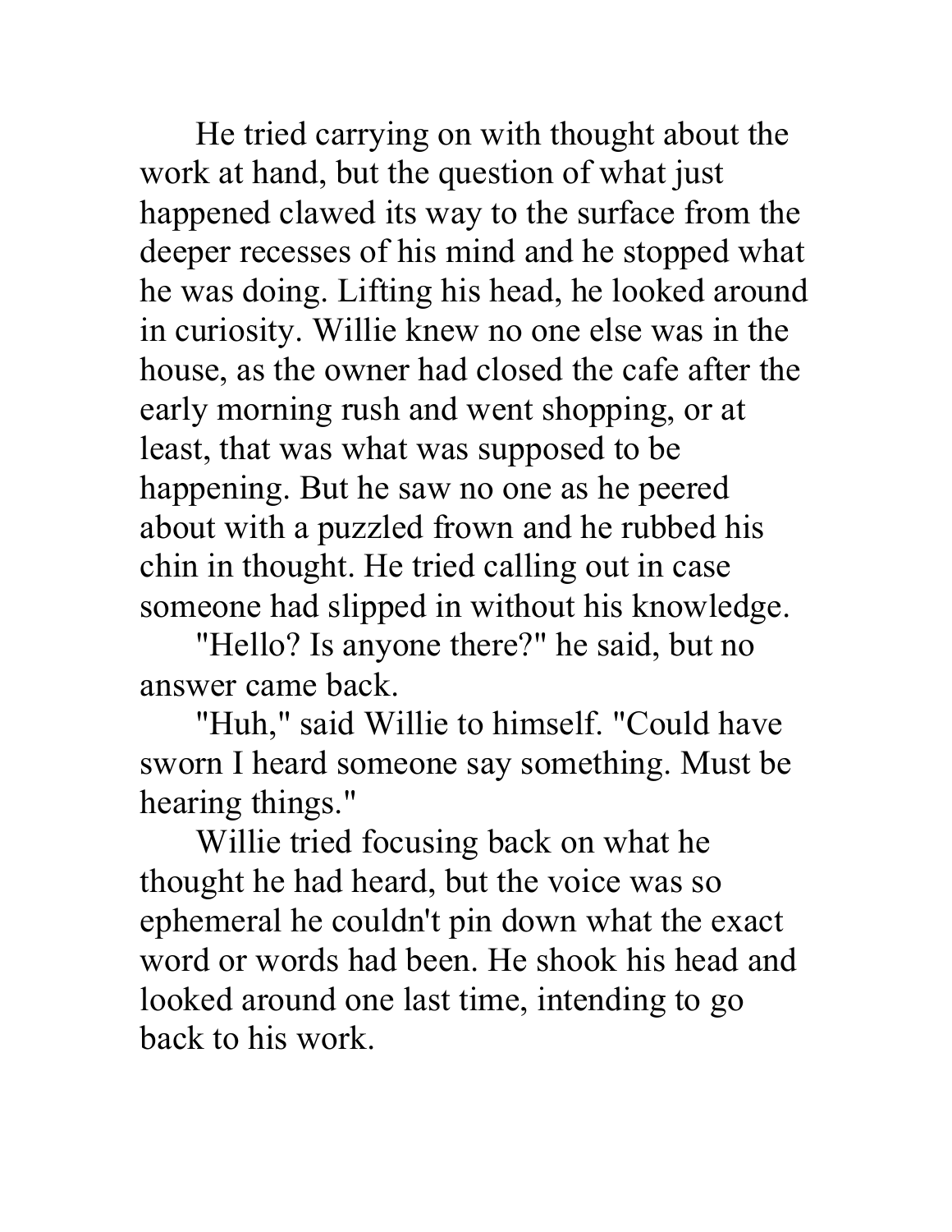He tried carrying on with thought about the work at hand, but the question of what just happened clawed its way to the surface from the deeper recesses of his mind and he stopped what he was doing. Lifting his head, he looked around in curiosity. Willie knew no one else was in the house, as the owner had closed the cafe after the early morning rush and went shopping, or at least, that was what was supposed to be happening. But he saw no one as he peered about with a puzzled frown and he rubbed his chin in thought. He tried calling out in case someone had slipped in without his knowledge.

"Hello? Is anyone there?" he said, but no answer came back.

"Huh," said Willie to himself. "Could have sworn I heard someone say something. Must be hearing things."

Willie tried focusing back on what he thought he had heard, but the voice was so ephemeral he couldn't pin down what the exact word or words had been. He shook his head and looked around one last time, intending to go back to his work.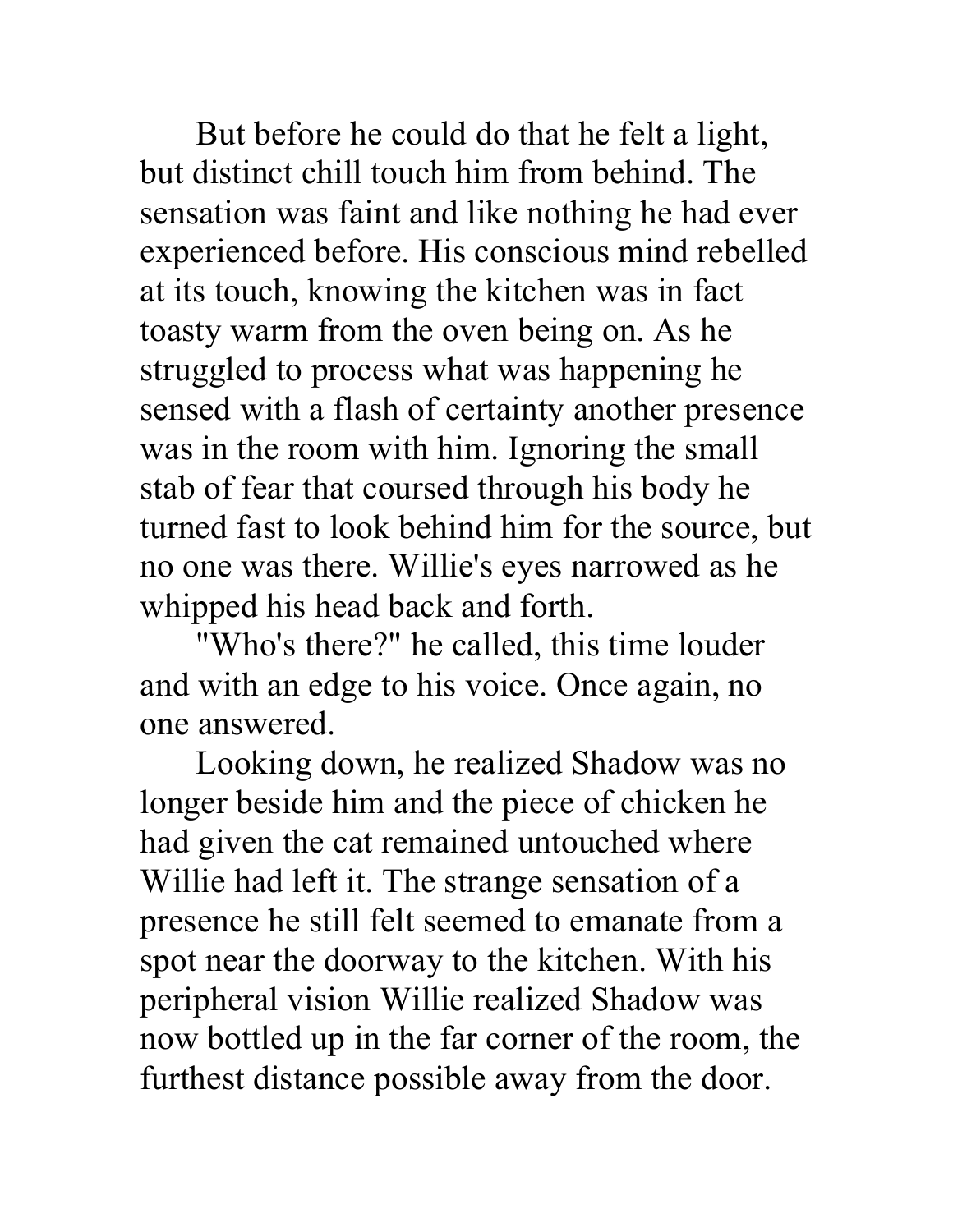But before he could do that he felt a light, but distinct chill touch him from behind. The sensation was faint and like nothing he had ever experienced before. His conscious mind rebelled at its touch, knowing the kitchen was in fact toasty warm from the oven being on. As he struggled to process what was happening he sensed with a flash of certainty another presence was in the room with him. Ignoring the small stab of fear that coursed through his body he turned fast to look behind him for the source, but no one was there. Willie's eyes narrowed as he whipped his head back and forth.

"Who's there?" he called, this time louder and with an edge to his voice. Once again, no one answered.

Looking down, he realized Shadow was no longer beside him and the piece of chicken he had given the cat remained untouched where Willie had left it. The strange sensation of a presence he still felt seemed to emanate from a spot near the doorway to the kitchen. With his peripheral vision Willie realized Shadow was now bottled up in the far corner of the room, the furthest distance possible away from the door.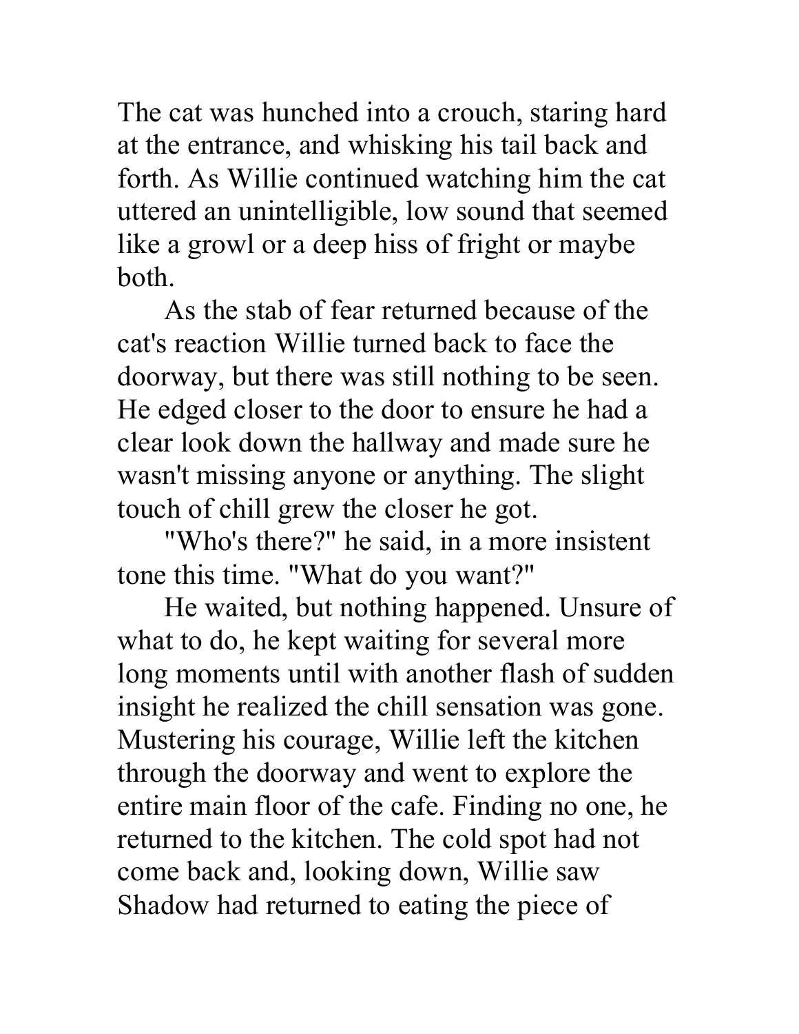The cat was hunched into a crouch, staring hard at the entrance, and whisking his tail back and forth. As Willie continued watching him the cat uttered an unintelligible, low sound that seemed like a growl or a deep hiss of fright or maybe both.

As the stab of fear returned because of the cat's reaction Willie turned back to face the doorway, but there was still nothing to be seen. He edged closer to the door to ensure he had a clear look down the hallway and made sure he wasn't missing anyone or anything. The slight touch of chill grew the closer he got.

"Who's there?" he said, in a more insistent tone this time. "What do you want?"

He waited, but nothing happened. Unsure of what to do, he kept waiting for several more long moments until with another flash of sudden insight he realized the chill sensation was gone. Mustering his courage, Willie left the kitchen through the doorway and went to explore the entire main floor of the cafe. Finding no one, he returned to the kitchen. The cold spot had not come back and, looking down, Willie saw Shadow had returned to eating the piece of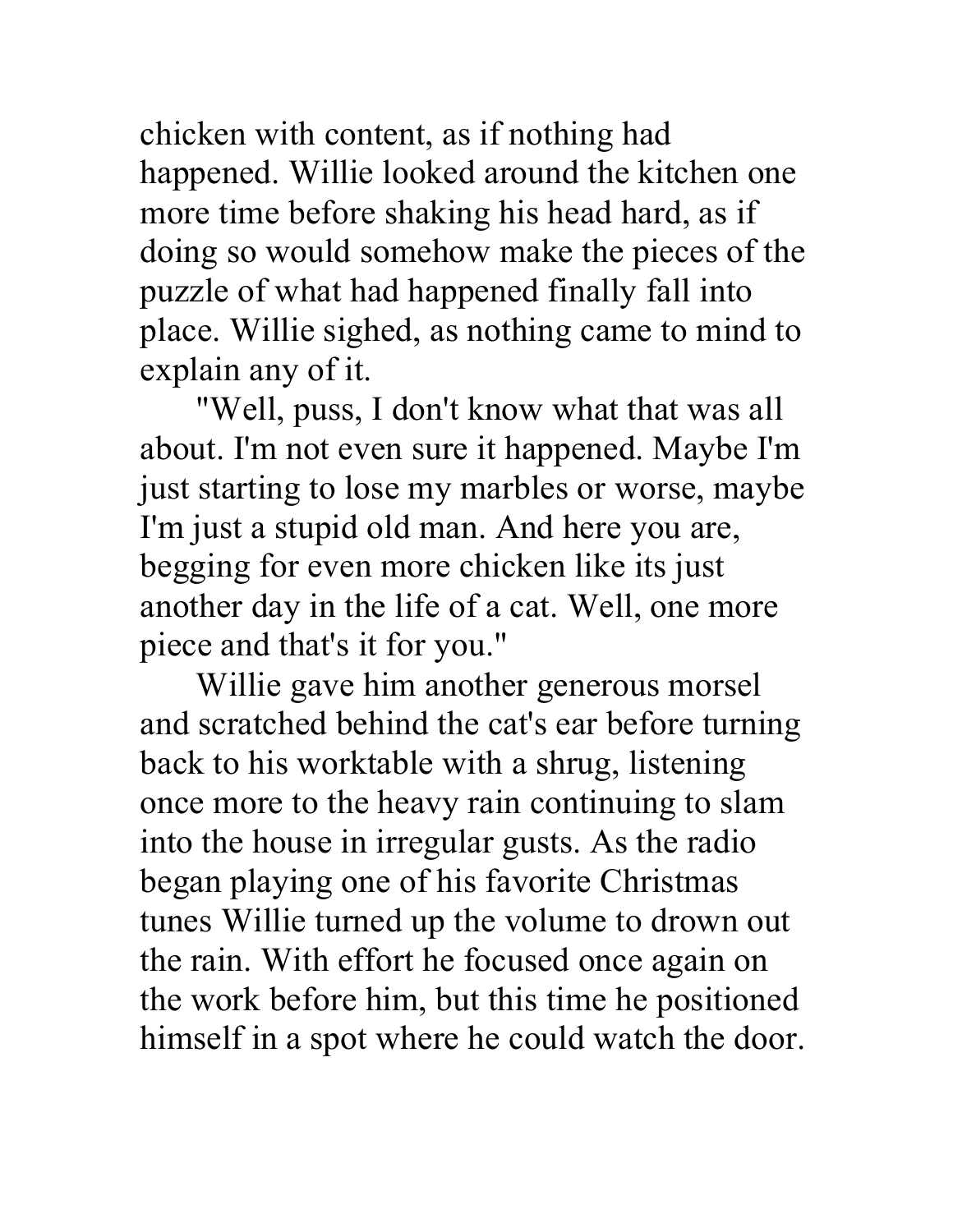chicken with content, as if nothing had happened. Willie looked around the kitchen one more time before shaking his head hard, as if doing so would somehow make the pieces of the puzzle of what had happened finally fall into place. Willie sighed, as nothing came to mind to explain any of it.

"Well, puss, I don't know what that was all about. I'm not even sure it happened. Maybe I'm just starting to lose my marbles or worse, maybe I'm just a stupid old man. And here you are, begging for even more chicken like its just another day in the life of a cat. Well, one more piece and that's it for you."

Willie gave him another generous morsel and scratched behind the cat's ear before turning back to his worktable with a shrug, listening once more to the heavy rain continuing to slam into the house in irregular gusts. As the radio began playing one of his favorite Christmas tunes Willie turned up the volume to drown out the rain. With effort he focused once again on the work before him, but this time he positioned himself in a spot where he could watch the door.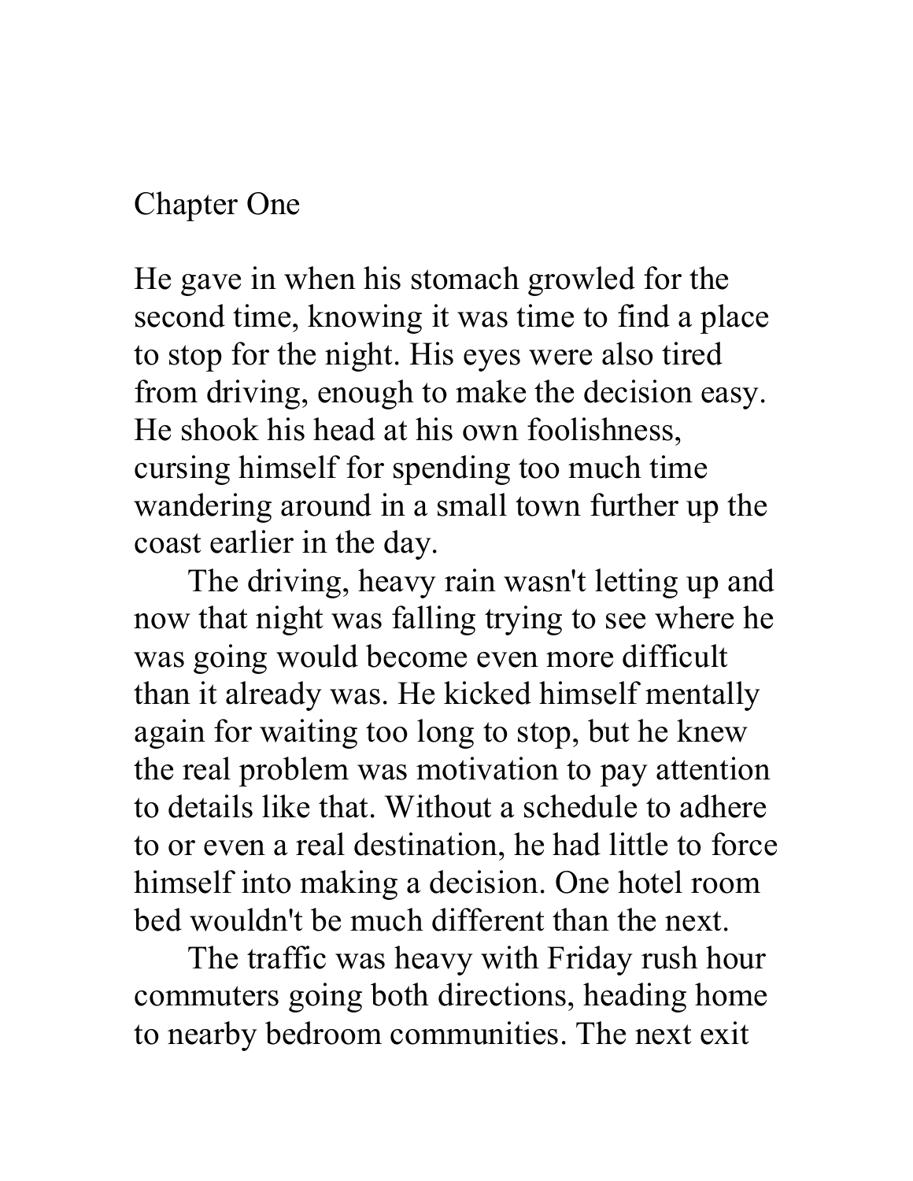# Chapter One

He gave in when his stomach growled for the second time, knowing it was time to find a place to stop for the night. His eyes were also tired from driving, enough to make the decision easy. He shook his head at his own foolishness, cursing himself for spending too much time wandering around in a small town further up the coast earlier in the day.

The driving, heavy rain wasn't letting up and now that night was falling trying to see where he was going would become even more difficult than it already was. He kicked himself mentally again for waiting too long to stop, but he knew the real problem was motivation to pay attention to details like that. Without a schedule to adhere to or even a real destination, he had little to force himself into making a decision. One hotel room bed wouldn't be much different than the next.

The traffic was heavy with Friday rush hour commuters going both directions, heading home to nearby bedroom communities. The next exit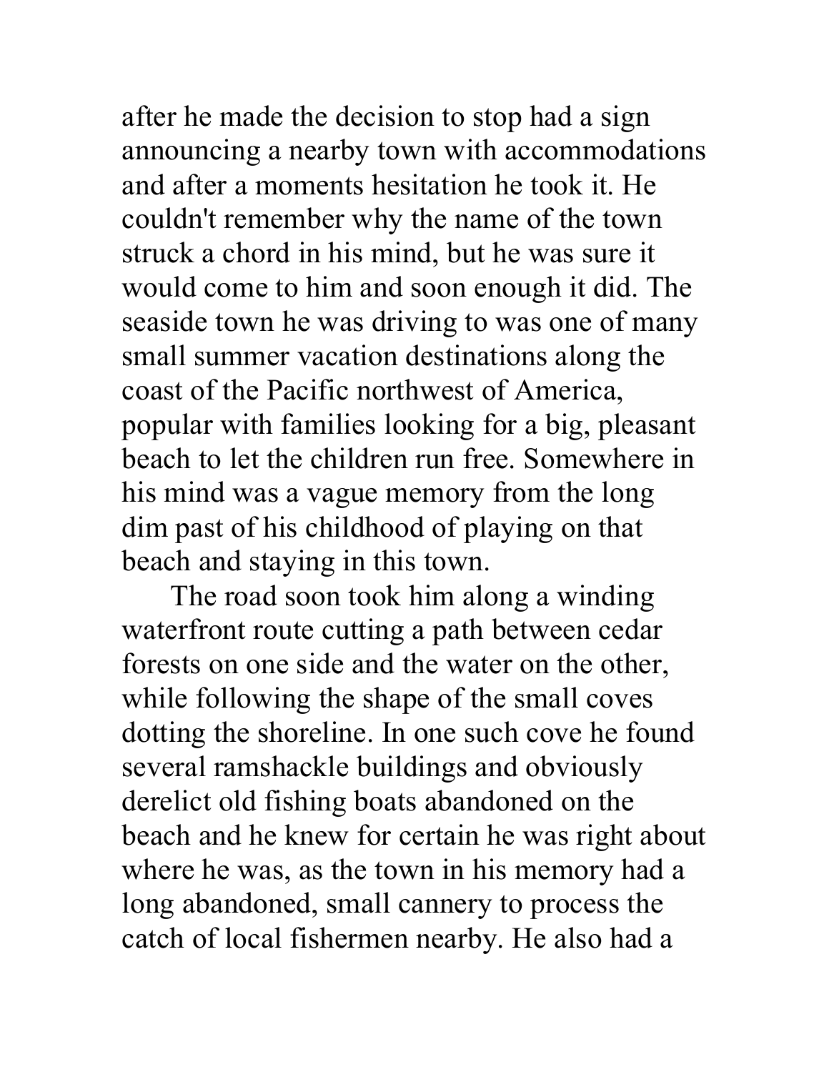after he made the decision to stop had a sign announcing a nearby town with accommodations and after a moments hesitation he took it. He couldn't remember why the name of the town struck a chord in his mind, but he was sure it would come to him and soon enough it did. The seaside town he was driving to was one of many small summer vacation destinations along the coast of the Pacific northwest of America, popular with families looking for a big, pleasant beach to let the children run free. Somewhere in his mind was a vague memory from the long dim past of his childhood of playing on that beach and staying in this town.

The road soon took him along a winding waterfront route cutting a path between cedar forests on one side and the water on the other, while following the shape of the small coves dotting the shoreline. In one such cove he found several ramshackle buildings and obviously derelict old fishing boats abandoned on the beach and he knew for certain he was right about where he was, as the town in his memory had a long abandoned, small cannery to process the catch of local fishermen nearby. He also had a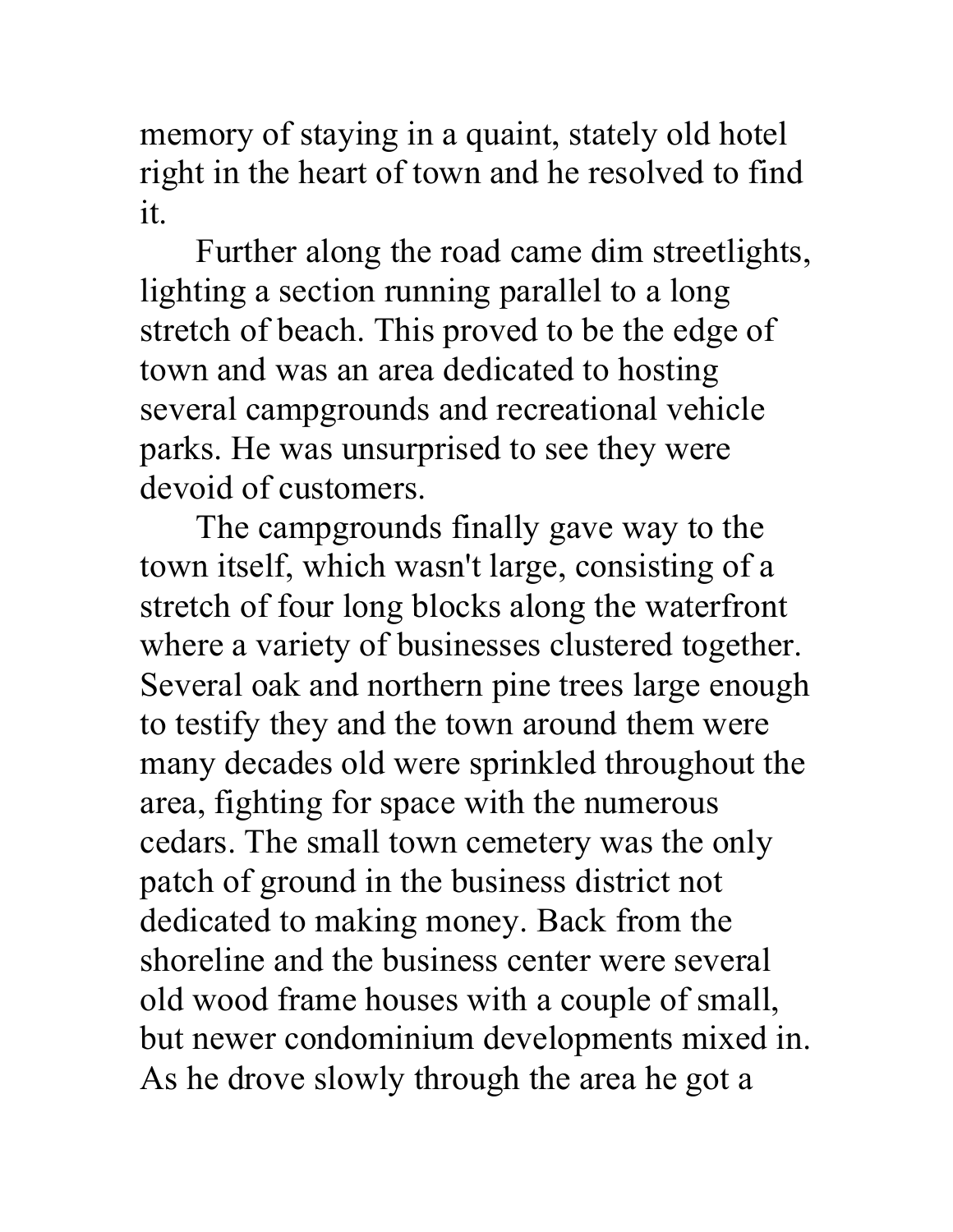memory of staying in a quaint, stately old hotel right in the heart of town and he resolved to find it.

Further along the road came dim streetlights, lighting a section running parallel to a long stretch of beach. This proved to be the edge of town and was an area dedicated to hosting several campgrounds and recreational vehicle parks. He was unsurprised to see they were devoid of customers.

The campgrounds finally gave way to the town itself, which wasn't large, consisting of a stretch of four long blocks along the waterfront where a variety of businesses clustered together. Several oak and northern pine trees large enough to testify they and the town around them were many decades old were sprinkled throughout the area, fighting for space with the numerous cedars. The small town cemetery was the only patch of ground in the business district not dedicated to making money. Back from the shoreline and the business center were several old wood frame houses with a couple of small, but newer condominium developments mixed in. As he drove slowly through the area he got a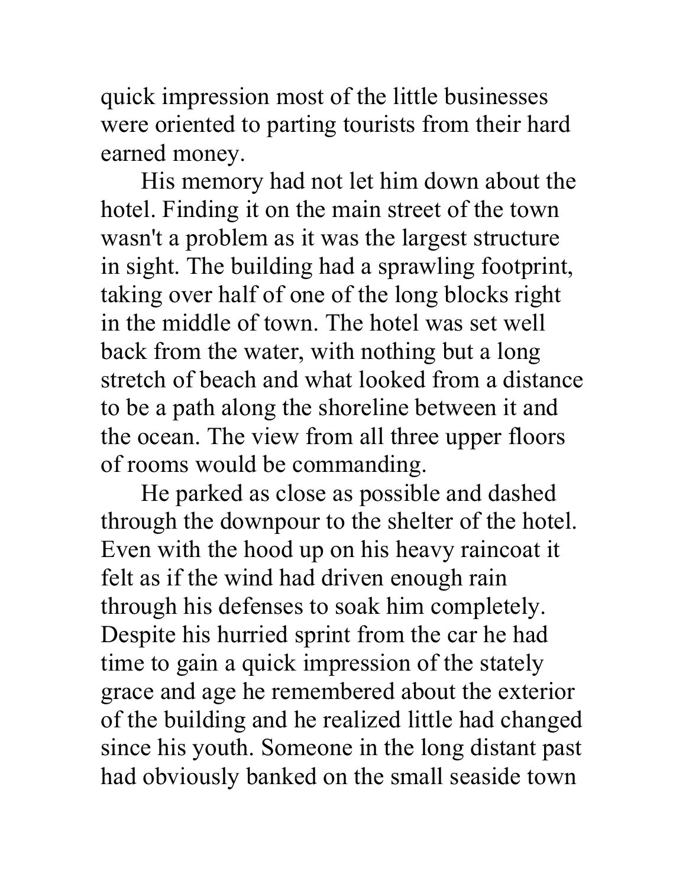quick impression most of the little businesses were oriented to parting tourists from their hard earned money.

His memory had not let him down about the hotel. Finding it on the main street of the town wasn't a problem as it was the largest structure in sight. The building had a sprawling footprint, taking over half of one of the long blocks right in the middle of town. The hotel was set well back from the water, with nothing but a long stretch of beach and what looked from a distance to be a path along the shoreline between it and the ocean. The view from all three upper floors of rooms would be commanding.

He parked as close as possible and dashed through the downpour to the shelter of the hotel. Even with the hood up on his heavy raincoat it felt as if the wind had driven enough rain through his defenses to soak him completely. Despite his hurried sprint from the car he had time to gain a quick impression of the stately grace and age he remembered about the exterior of the building and he realized little had changed since his youth. Someone in the long distant past had obviously banked on the small seaside town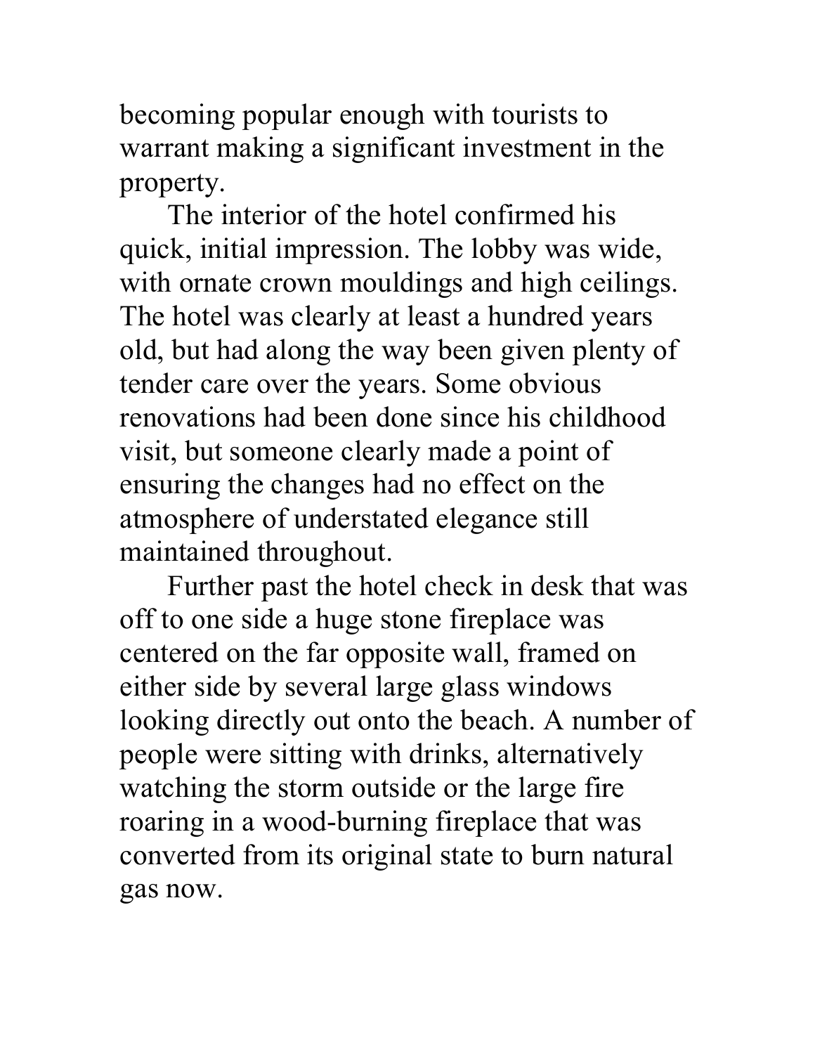becoming popular enough with tourists to warrant making a significant investment in the property.

The interior of the hotel confirmed his quick, initial impression. The lobby was wide, with ornate crown mouldings and high ceilings. The hotel was clearly at least a hundred years old, but had along the way been given plenty of tender care over the years. Some obvious renovations had been done since his childhood visit, but someone clearly made a point of ensuring the changes had no effect on the atmosphere of understated elegance still maintained throughout.

Further past the hotel check in desk that was off to one side a huge stone fireplace was centered on the far opposite wall, framed on either side by several large glass windows looking directly out onto the beach. A number of people were sitting with drinks, alternatively watching the storm outside or the large fire roaring in a wood-burning fireplace that was converted from its original state to burn natural gas now.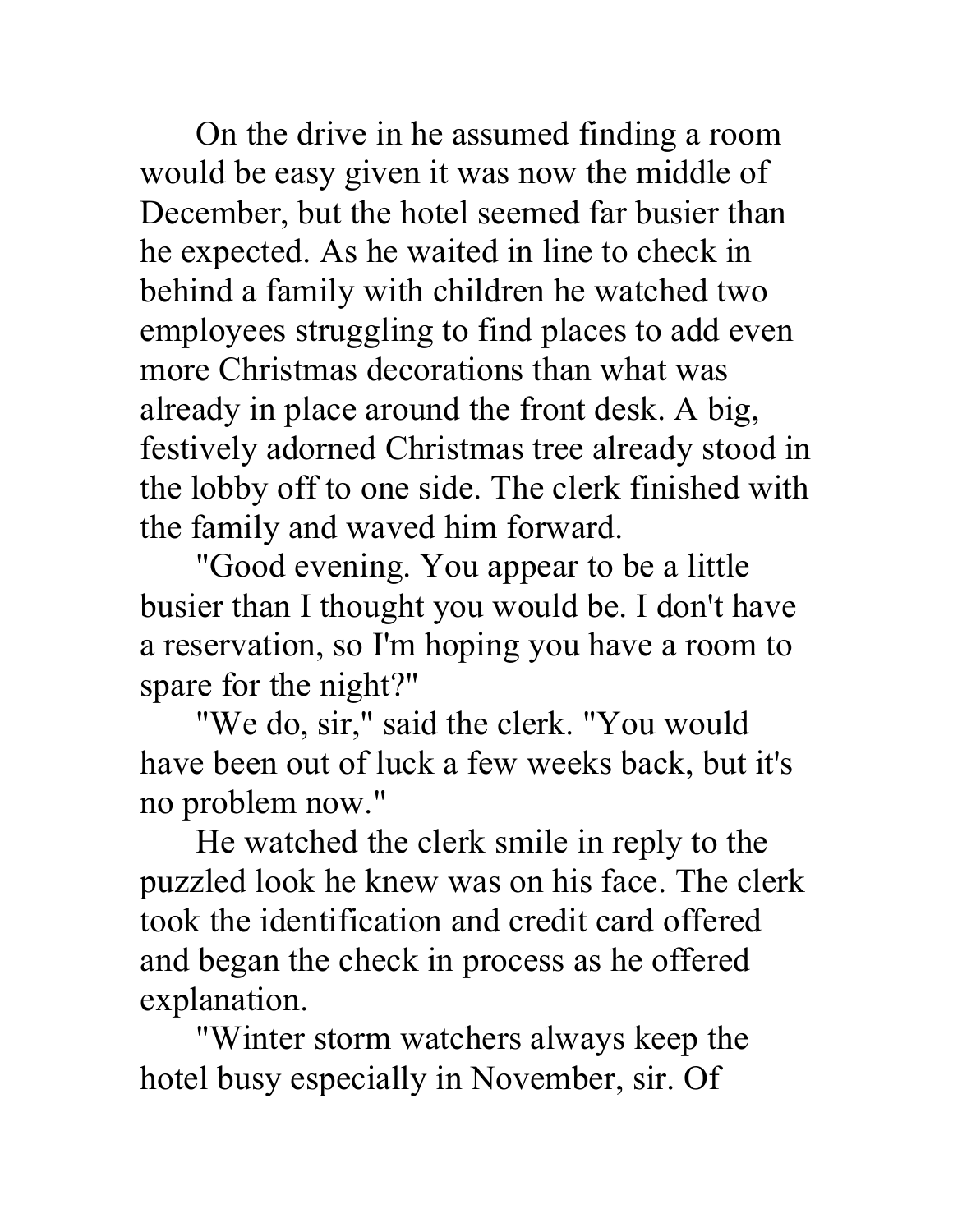On the drive in he assumed finding a room would be easy given it was now the middle of December, but the hotel seemed far busier than he expected. As he waited in line to check in behind a family with children he watched two employees struggling to find places to add even more Christmas decorations than what was already in place around the front desk. A big, festively adorned Christmas tree already stood in the lobby off to one side. The clerk finished with the family and waved him forward.

"Good evening. You appear to be a little busier than I thought you would be. I don't have a reservation, so I'm hoping you have a room to spare for the night?"

"We do, sir," said the clerk. "You would have been out of luck a few weeks back, but it's no problem now."

He watched the clerk smile in reply to the puzzled look he knew was on his face. The clerk took the identification and credit card offered and began the check in process as he offered explanation.

"Winter storm watchers always keep the hotel busy especially in November, sir. Of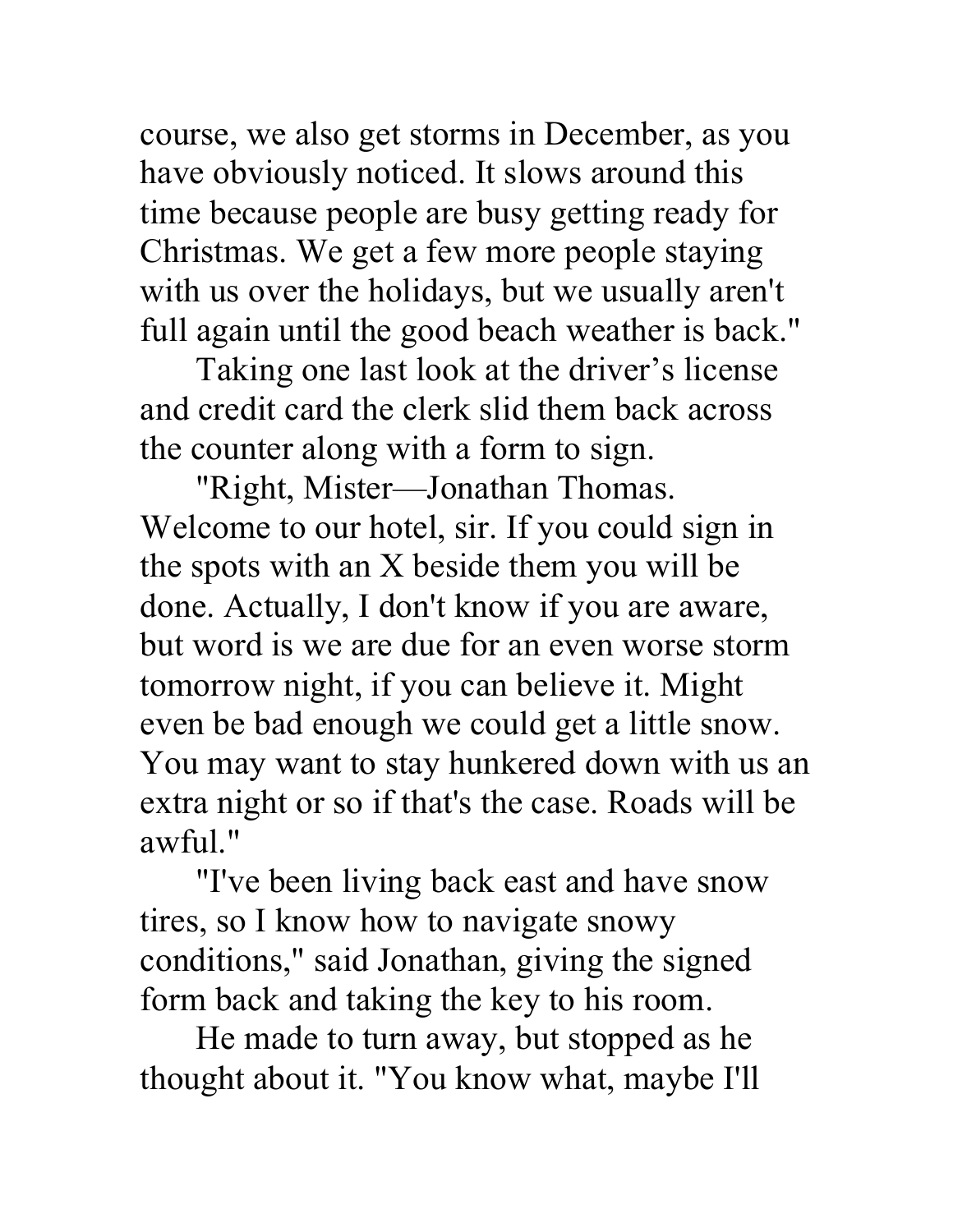course, we also get storms in December, as you have obviously noticed. It slows around this time because people are busy getting ready for Christmas. We get a few more people staying with us over the holidays, but we usually aren't full again until the good beach weather is back."

Taking one last look at the driver’s license and credit card the clerk slid them back across the counter along with a form to sign.

"Right, Mister—Jonathan Thomas. Welcome to our hotel, sir. If you could sign in the spots with an X beside them you will be done. Actually, I don't know if you are aware, but word is we are due for an even worse storm tomorrow night, if you can believe it. Might even be bad enough we could get a little snow. You may want to stay hunkered down with us an extra night or so if that's the case. Roads will be awful."

"I've been living back east and have snow tires, so I know how to navigate snowy conditions," said Jonathan, giving the signed form back and taking the key to his room.

He made to turn away, but stopped as he thought about it. "You know what, maybe I'll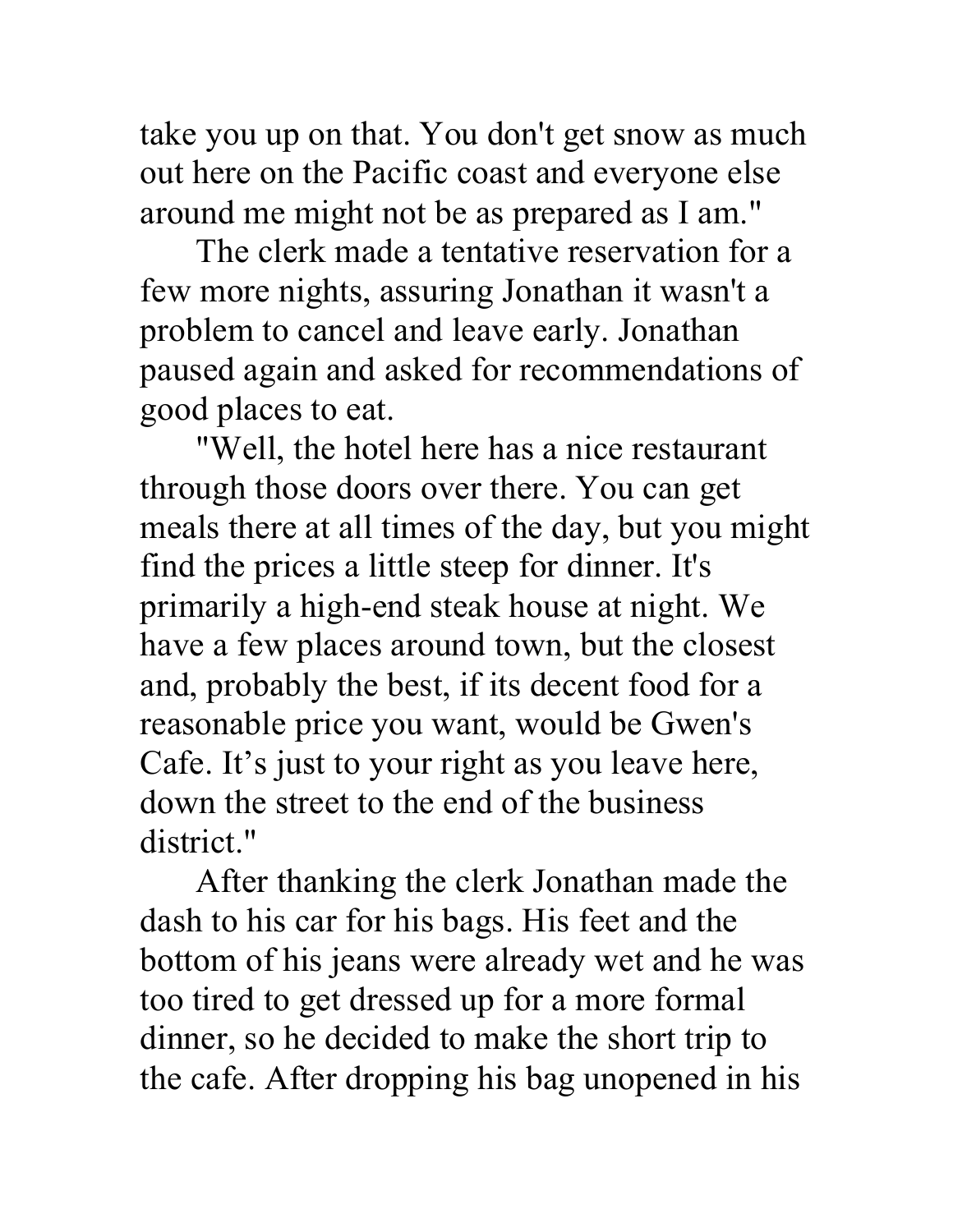take you up on that. You don't get snow as much out here on the Pacific coast and everyone else around me might not be as prepared as I am."

The clerk made a tentative reservation for a few more nights, assuring Jonathan it wasn't a problem to cancel and leave early. Jonathan paused again and asked for recommendations of good places to eat.

"Well, the hotel here has a nice restaurant through those doors over there. You can get meals there at all times of the day, but you might find the prices a little steep for dinner. It's primarily a high-end steak house at night. We have a few places around town, but the closest and, probably the best, if its decent food for a reasonable price you want, would be Gwen's Cafe. It’s just to your right as you leave here, down the street to the end of the business district."

After thanking the clerk Jonathan made the dash to his car for his bags. His feet and the bottom of his jeans were already wet and he was too tired to get dressed up for a more formal dinner, so he decided to make the short trip to the cafe. After dropping his bag unopened in his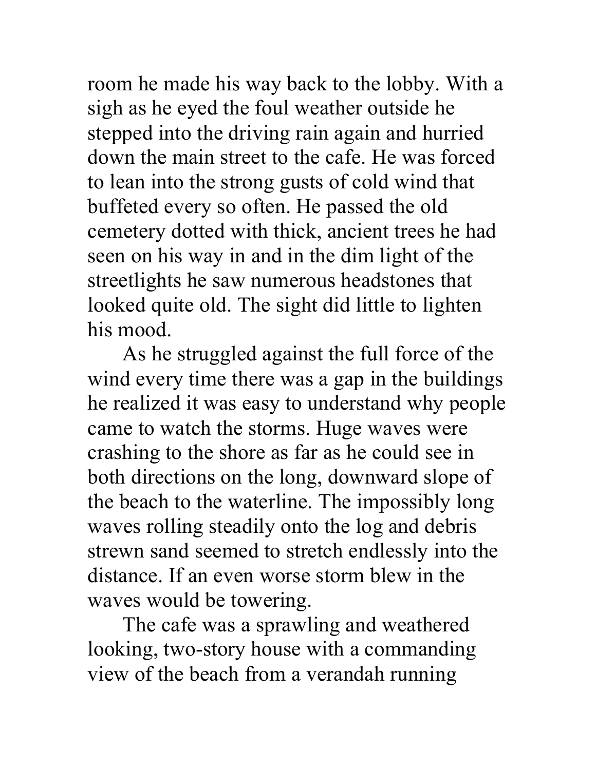room he made his way back to the lobby. With a sigh as he eyed the foul weather outside he stepped into the driving rain again and hurried down the main street to the cafe. He was forced to lean into the strong gusts of cold wind that buffeted every so often. He passed the old cemetery dotted with thick, ancient trees he had seen on his way in and in the dim light of the streetlights he saw numerous headstones that looked quite old. The sight did little to lighten his mood.

As he struggled against the full force of the wind every time there was a gap in the buildings he realized it was easy to understand why people came to watch the storms. Huge waves were crashing to the shore as far as he could see in both directions on the long, downward slope of the beach to the waterline. The impossibly long waves rolling steadily onto the log and debris strewn sand seemed to stretch endlessly into the distance. If an even worse storm blew in the waves would be towering.

The cafe was a sprawling and weathered looking, two-story house with a commanding view of the beach from a verandah running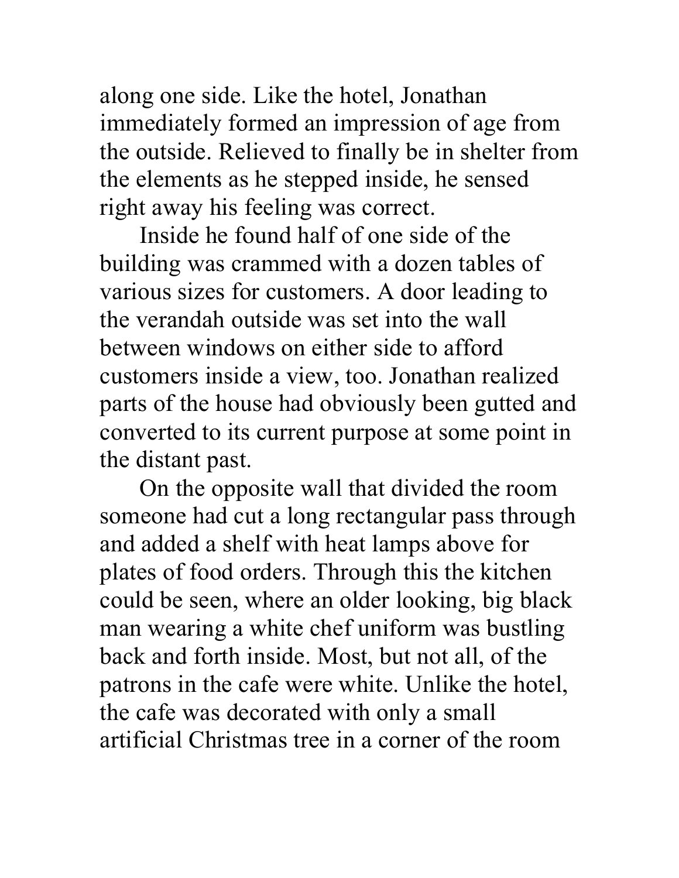along one side. Like the hotel, Jonathan immediately formed an impression of age from the outside. Relieved to finally be in shelter from the elements as he stepped inside, he sensed right away his feeling was correct.

Inside he found half of one side of the building was crammed with a dozen tables of various sizes for customers. A door leading to the verandah outside was set into the wall between windows on either side to afford customers inside a view, too. Jonathan realized parts of the house had obviously been gutted and converted to its current purpose at some point in the distant past.

On the opposite wall that divided the room someone had cut a long rectangular pass through and added a shelf with heat lamps above for plates of food orders. Through this the kitchen could be seen, where an older looking, big black man wearing a white chef uniform was bustling back and forth inside. Most, but not all, of the patrons in the cafe were white. Unlike the hotel, the cafe was decorated with only a small artificial Christmas tree in a corner of the room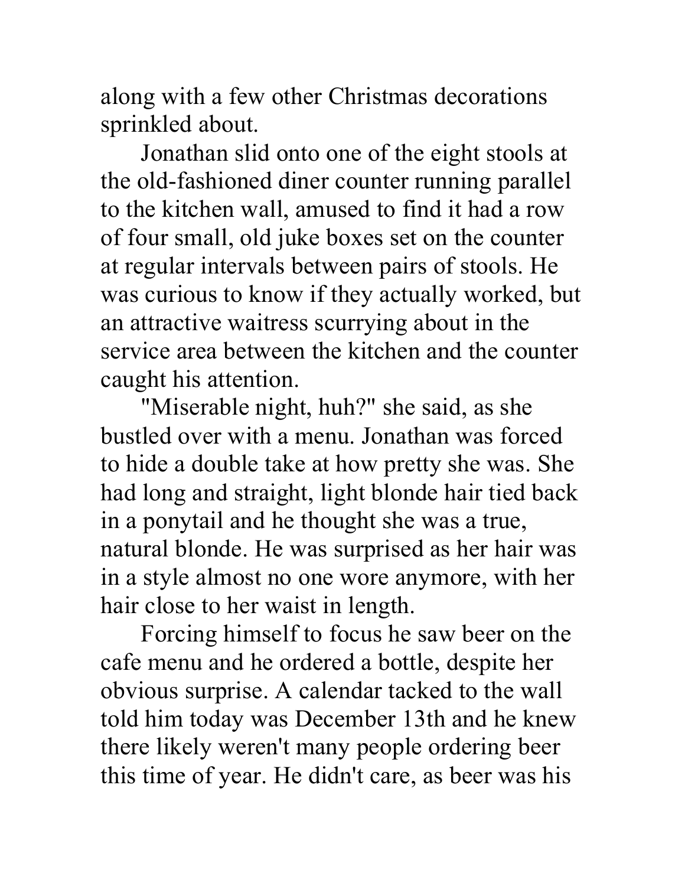along with a few other Christmas decorations sprinkled about.

Jonathan slid onto one of the eight stools at the old-fashioned diner counter running parallel to the kitchen wall, amused to find it had a row of four small, old juke boxes set on the counter at regular intervals between pairs of stools. He was curious to know if they actually worked, but an attractive waitress scurrying about in the service area between the kitchen and the counter caught his attention.

"Miserable night, huh?" she said, as she bustled over with a menu. Jonathan was forced to hide a double take at how pretty she was. She had long and straight, light blonde hair tied back in a ponytail and he thought she was a true, natural blonde. He was surprised as her hair was in a style almost no one wore anymore, with her hair close to her waist in length.

Forcing himself to focus he saw beer on the cafe menu and he ordered a bottle, despite her obvious surprise. A calendar tacked to the wall told him today was December 13th and he knew there likely weren't many people ordering beer this time of year. He didn't care, as beer was his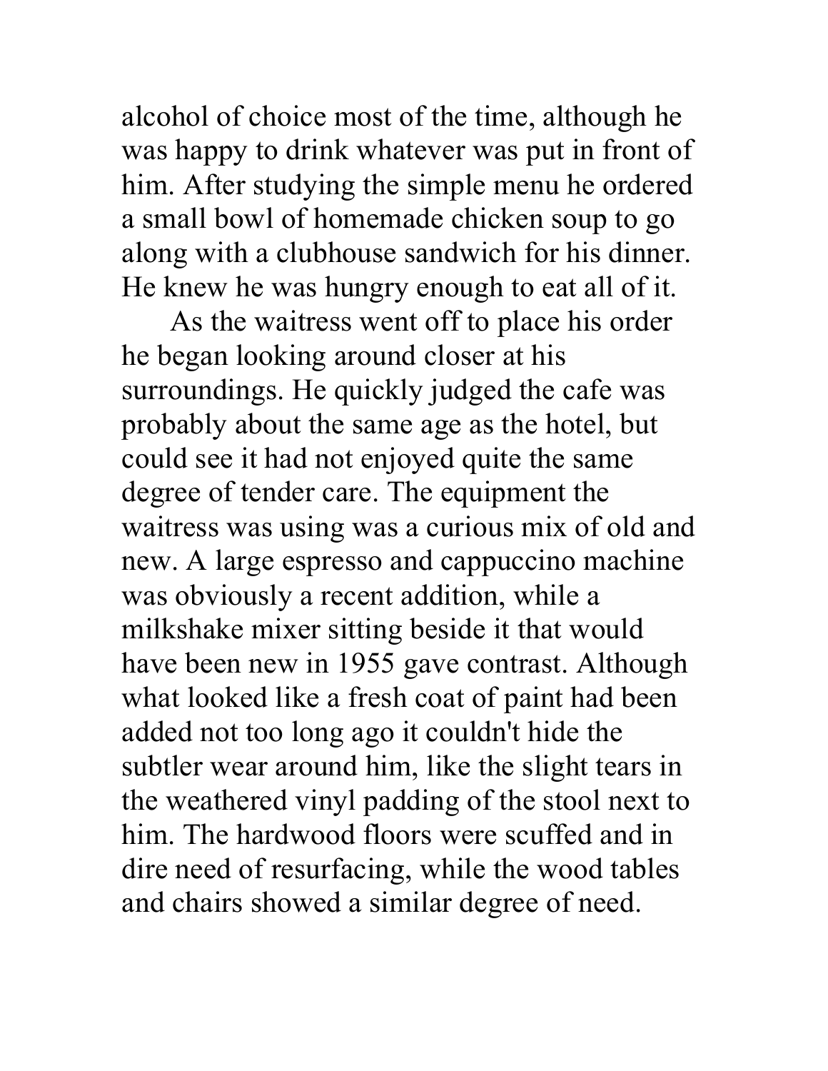alcohol of choice most of the time, although he was happy to drink whatever was put in front of him. After studying the simple menu he ordered a small bowl of homemade chicken soup to go along with a clubhouse sandwich for his dinner. He knew he was hungry enough to eat all of it.

As the waitress went off to place his order he began looking around closer at his surroundings. He quickly judged the cafe was probably about the same age as the hotel, but could see it had not enjoyed quite the same degree of tender care. The equipment the waitress was using was a curious mix of old and new. A large espresso and cappuccino machine was obviously a recent addition, while a milkshake mixer sitting beside it that would have been new in 1955 gave contrast. Although what looked like a fresh coat of paint had been added not too long ago it couldn't hide the subtler wear around him, like the slight tears in the weathered vinyl padding of the stool next to him. The hardwood floors were scuffed and in dire need of resurfacing, while the wood tables and chairs showed a similar degree of need.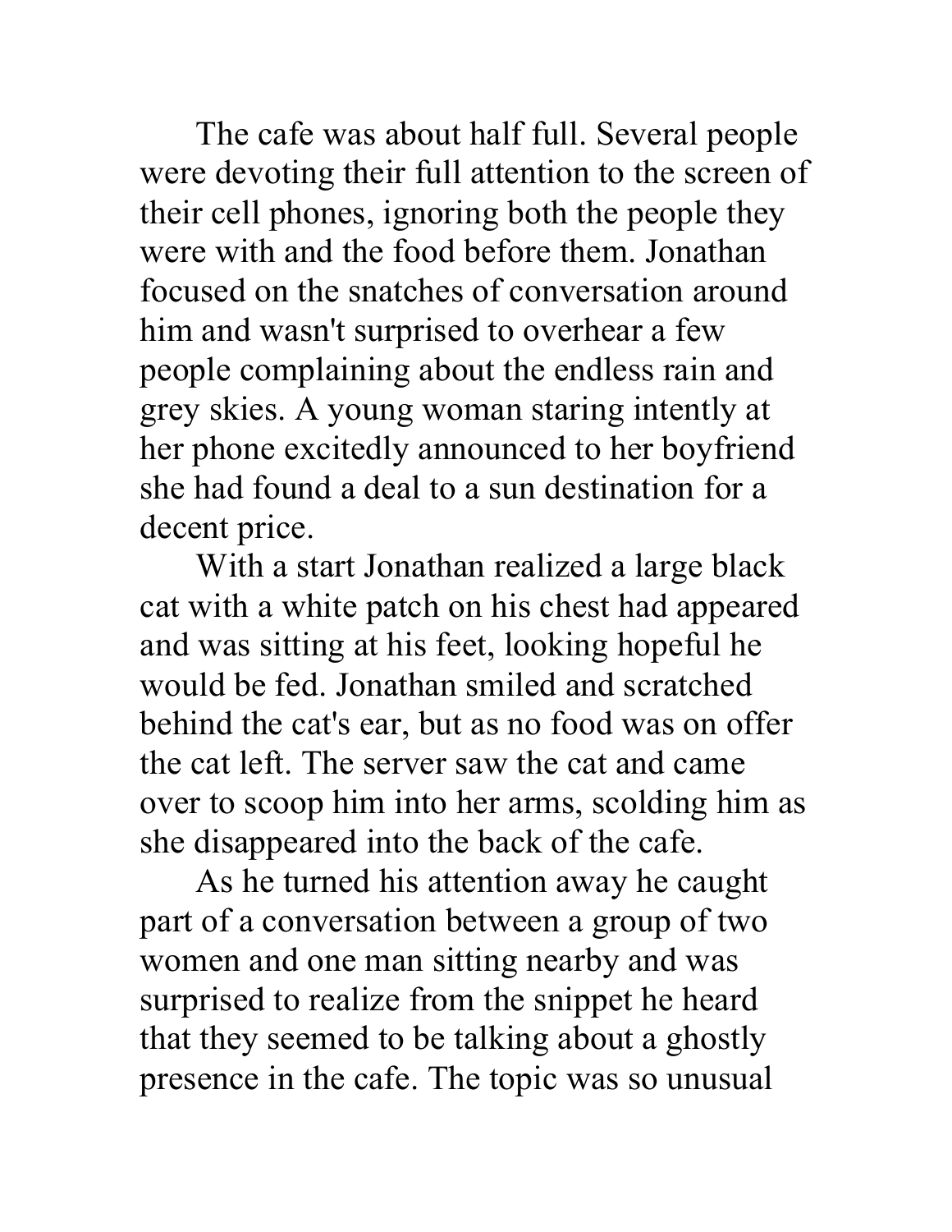The cafe was about half full. Several people were devoting their full attention to the screen of their cell phones, ignoring both the people they were with and the food before them. Jonathan focused on the snatches of conversation around him and wasn't surprised to overhear a few people complaining about the endless rain and grey skies. A young woman staring intently at her phone excitedly announced to her boyfriend she had found a deal to a sun destination for a decent price.

With a start Jonathan realized a large black cat with a white patch on his chest had appeared and was sitting at his feet, looking hopeful he would be fed. Jonathan smiled and scratched behind the cat's ear, but as no food was on offer the cat left. The server saw the cat and came over to scoop him into her arms, scolding him as she disappeared into the back of the cafe.

As he turned his attention away he caught part of a conversation between a group of two women and one man sitting nearby and was surprised to realize from the snippet he heard that they seemed to be talking about a ghostly presence in the cafe. The topic was so unusual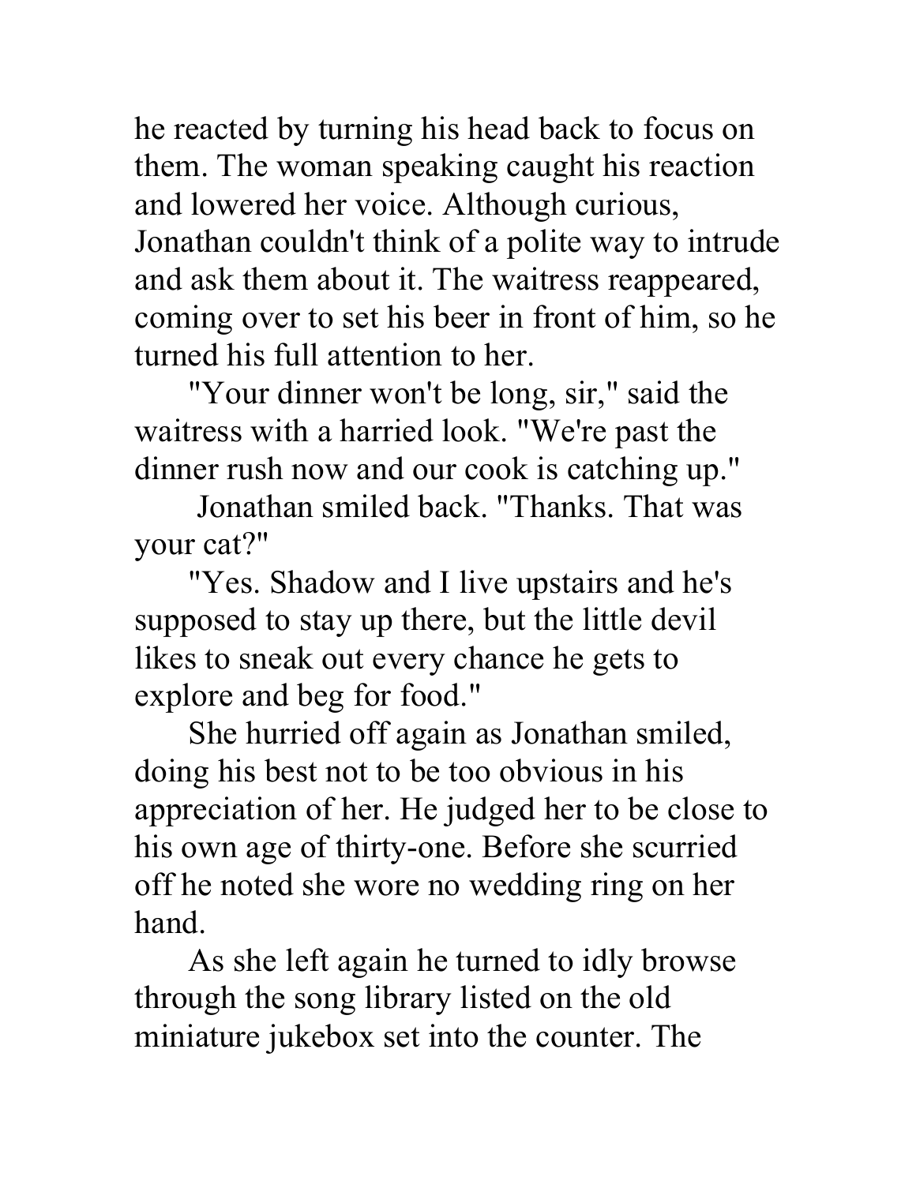he reacted by turning his head back to focus on them. The woman speaking caught his reaction and lowered her voice. Although curious, Jonathan couldn't think of a polite way to intrude and ask them about it. The waitress reappeared, coming over to set his beer in front of him, so he turned his full attention to her.

"Your dinner won't be long, sir," said the waitress with a harried look. "We're past the dinner rush now and our cook is catching up."

Jonathan smiled back. "Thanks. That was your cat?"

"Yes. Shadow and I live upstairs and he's supposed to stay up there, but the little devil likes to sneak out every chance he gets to explore and beg for food."

She hurried off again as Jonathan smiled, doing his best not to be too obvious in his appreciation of her. He judged her to be close to his own age of thirty-one. Before she scurried off he noted she wore no wedding ring on her hand.

As she left again he turned to idly browse through the song library listed on the old miniature jukebox set into the counter. The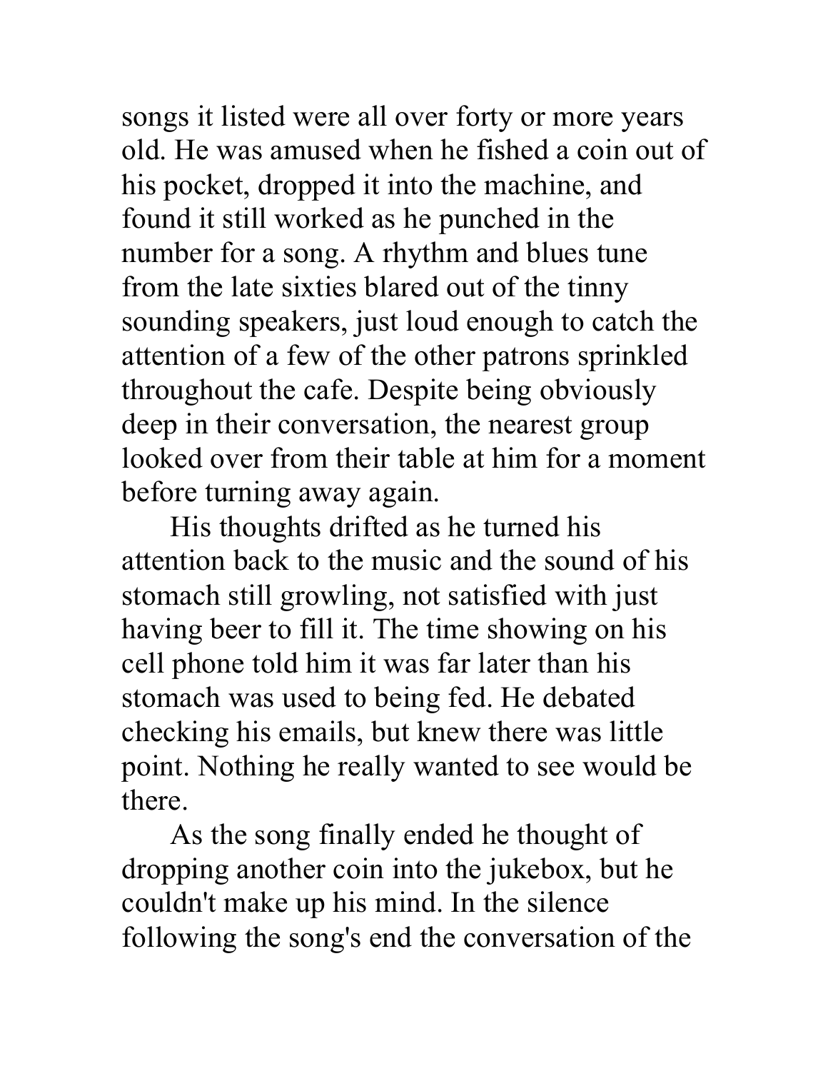songs it listed were all over forty or more years old. He was amused when he fished a coin out of his pocket, dropped it into the machine, and found it still worked as he punched in the number for a song. A rhythm and blues tune from the late sixties blared out of the tinny sounding speakers, just loud enough to catch the attention of a few of the other patrons sprinkled throughout the cafe. Despite being obviously deep in their conversation, the nearest group looked over from their table at him for a moment before turning away again.

His thoughts drifted as he turned his attention back to the music and the sound of his stomach still growling, not satisfied with just having beer to fill it. The time showing on his cell phone told him it was far later than his stomach was used to being fed. He debated checking his emails, but knew there was little point. Nothing he really wanted to see would be there.

As the song finally ended he thought of dropping another coin into the jukebox, but he couldn't make up his mind. In the silence following the song's end the conversation of the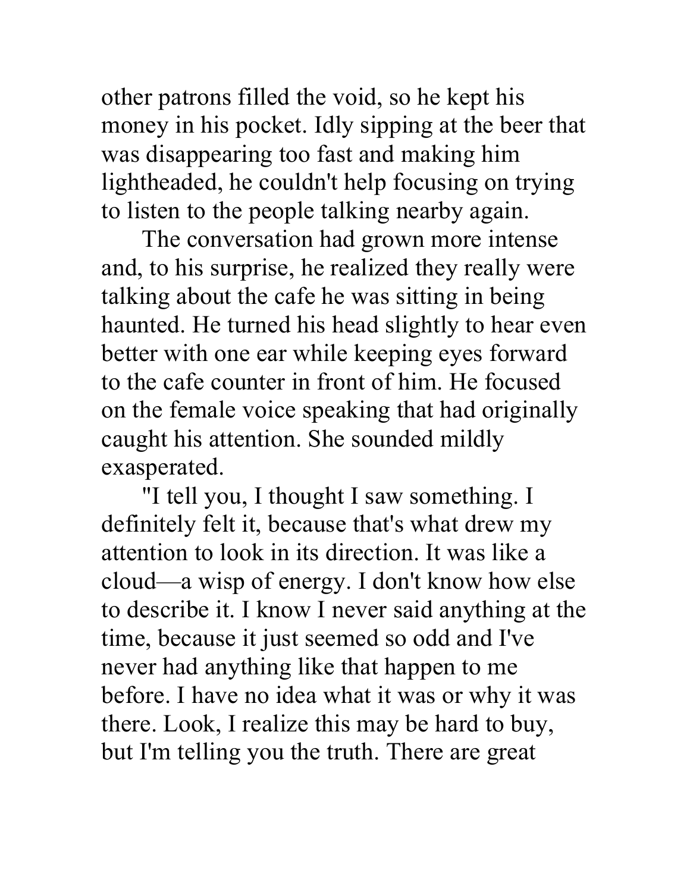other patrons filled the void, so he kept his money in his pocket. Idly sipping at the beer that was disappearing too fast and making him lightheaded, he couldn't help focusing on trying to listen to the people talking nearby again.

The conversation had grown more intense and, to his surprise, he realized they really were talking about the cafe he was sitting in being haunted. He turned his head slightly to hear even better with one ear while keeping eyes forward to the cafe counter in front of him. He focused on the female voice speaking that had originally caught his attention. She sounded mildly exasperated.

"I tell you, I thought I saw something. I definitely felt it, because that's what drew my attention to look in its direction. It was like a cloud—a wisp of energy. I don't know how else to describe it. I know I never said anything at the time, because it just seemed so odd and I've never had anything like that happen to me before. I have no idea what it was or why it was there. Look, I realize this may be hard to buy, but I'm telling you the truth. There are great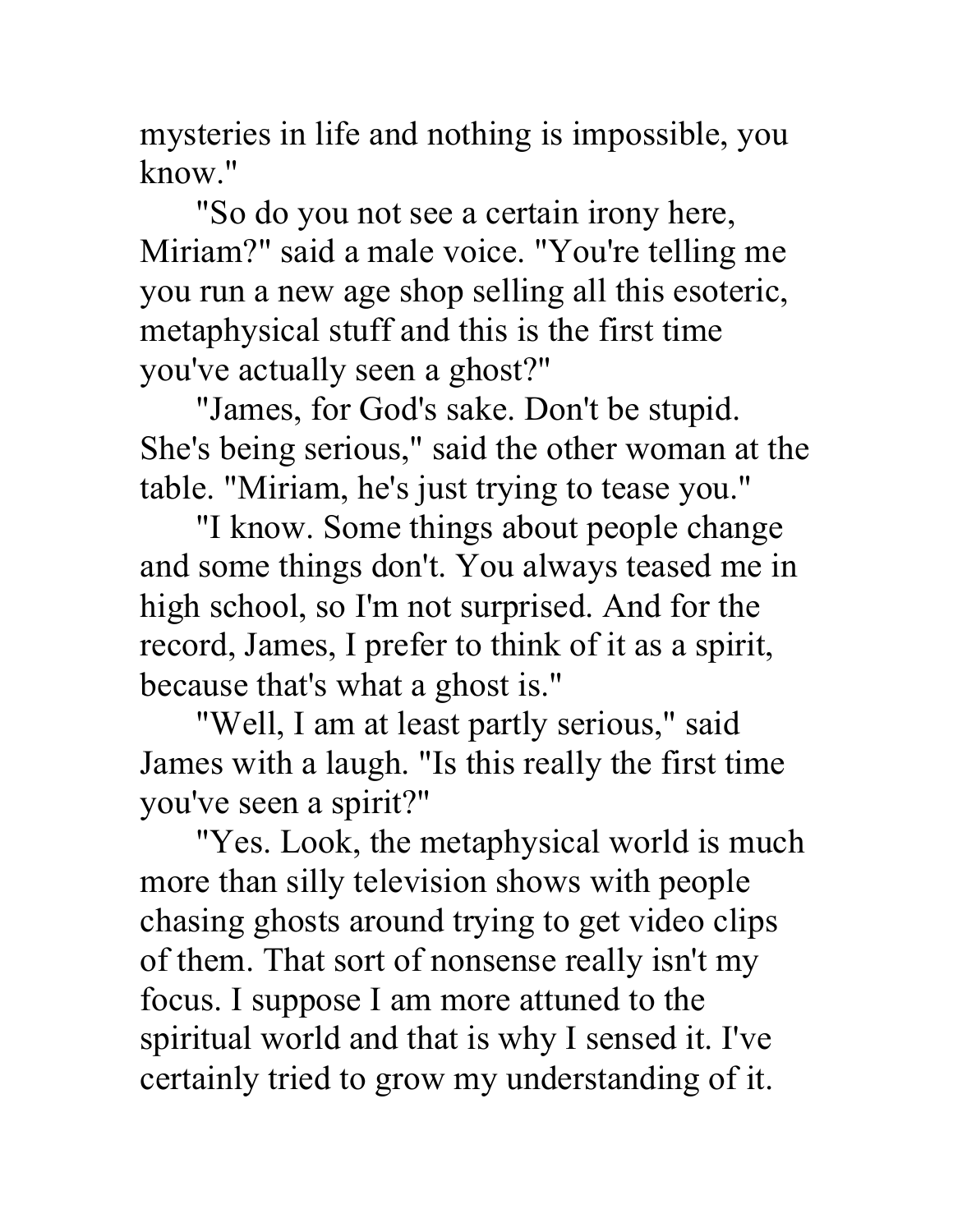mysteries in life and nothing is impossible, you know."

"So do you not see a certain irony here, Miriam?" said a male voice. "You're telling me you run a new age shop selling all this esoteric, metaphysical stuff and this is the first time you've actually seen a ghost?"

"James, for God's sake. Don't be stupid. She's being serious," said the other woman at the table. "Miriam, he's just trying to tease you."

"I know. Some things about people change and some things don't. You always teased me in high school, so I'm not surprised. And for the record, James, I prefer to think of it as a spirit, because that's what a ghost is."

"Well, I am at least partly serious," said James with a laugh. "Is this really the first time you've seen a spirit?"

"Yes. Look, the metaphysical world is much more than silly television shows with people chasing ghosts around trying to get video clips of them. That sort of nonsense really isn't my focus. I suppose I am more attuned to the spiritual world and that is why I sensed it. I've certainly tried to grow my understanding of it.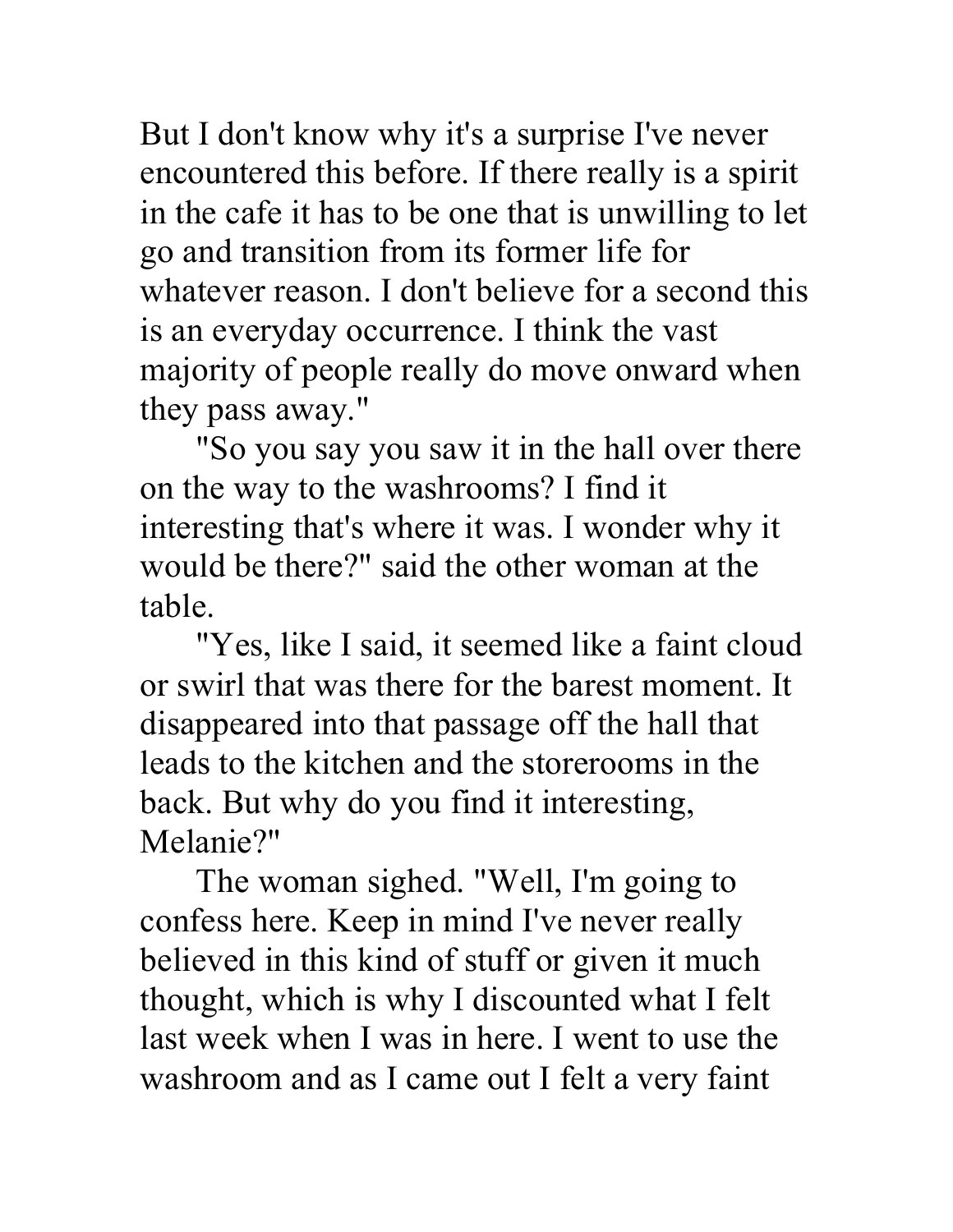But I don't know why it's a surprise I've never encountered this before. If there really is a spirit in the cafe it has to be one that is unwilling to let go and transition from its former life for whatever reason. I don't believe for a second this is an everyday occurrence. I think the vast majority of people really do move onward when they pass away."

"So you say you saw it in the hall over there on the way to the washrooms? I find it interesting that's where it was. I wonder why it would be there?" said the other woman at the table.

"Yes, like I said, it seemed like a faint cloud or swirl that was there for the barest moment. It disappeared into that passage off the hall that leads to the kitchen and the storerooms in the back. But why do you find it interesting, Melanie?"

The woman sighed. "Well, I'm going to confess here. Keep in mind I've never really believed in this kind of stuff or given it much thought, which is why I discounted what I felt last week when I was in here. I went to use the washroom and as I came out I felt a very faint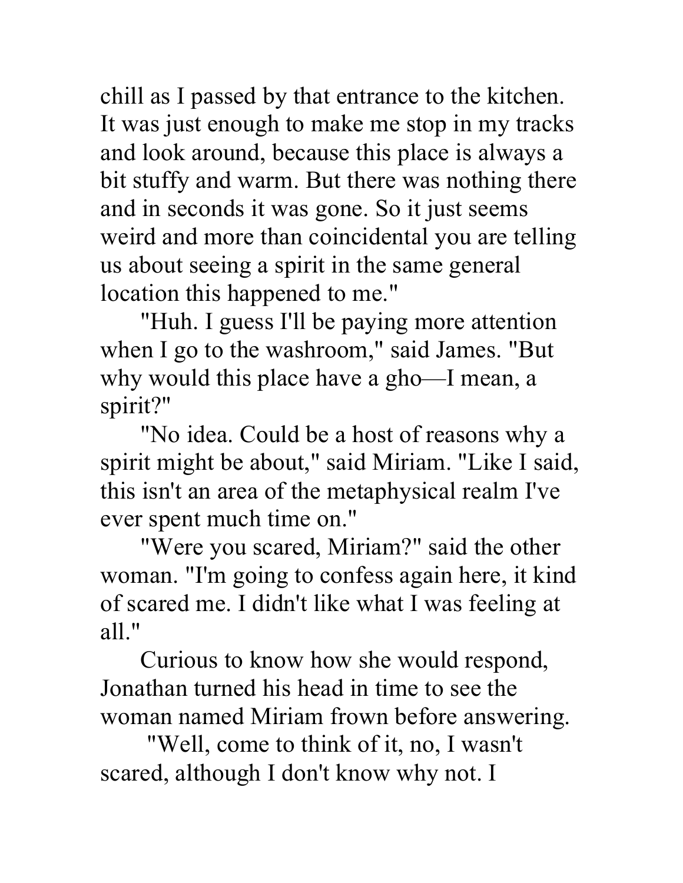chill as I passed by that entrance to the kitchen. It was just enough to make me stop in my tracks and look around, because this place is always a bit stuffy and warm. But there was nothing there and in seconds it was gone. So it just seems weird and more than coincidental you are telling us about seeing a spirit in the same general location this happened to me."

"Huh. I guess I'll be paying more attention when I go to the washroom," said James. "But why would this place have a gho—I mean, a spirit?"

"No idea. Could be a host of reasons why a spirit might be about," said Miriam. "Like I said, this isn't an area of the metaphysical realm I've ever spent much time on."

"Were you scared, Miriam?" said the other woman. "I'm going to confess again here, it kind of scared me. I didn't like what I was feeling at all."

Curious to know how she would respond, Jonathan turned his head in time to see the woman named Miriam frown before answering.

"Well, come to think of it, no, I wasn't scared, although I don't know why not. I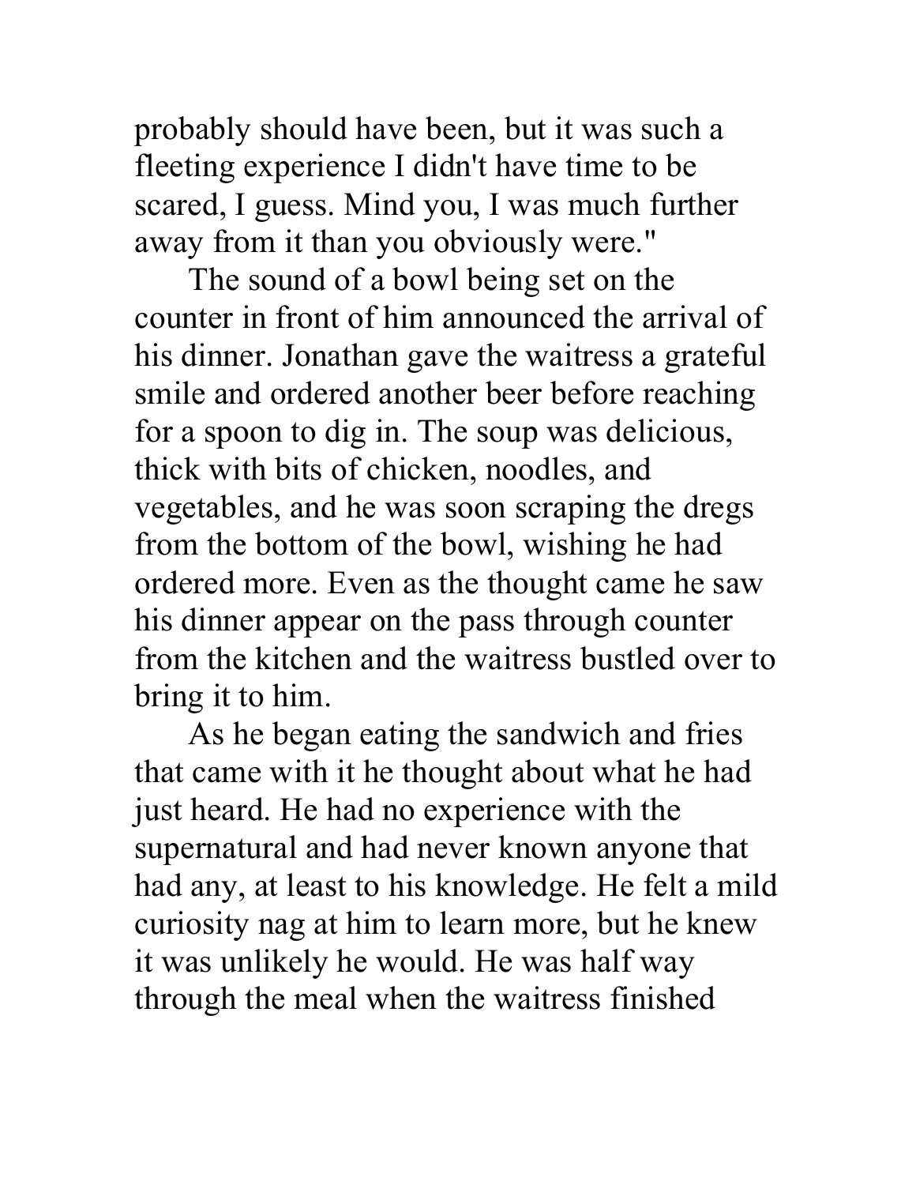probably should have been, but it was such a fleeting experience I didn't have time to be scared, I guess. Mind you, I was much further away from it than you obviously were."

The sound of a bowl being set on the counter in front of him announced the arrival of his dinner. Jonathan gave the waitress a grateful smile and ordered another beer before reaching for a spoon to dig in. The soup was delicious, thick with bits of chicken, noodles, and vegetables, and he was soon scraping the dregs from the bottom of the bowl, wishing he had ordered more. Even as the thought came he saw his dinner appear on the pass through counter from the kitchen and the waitress bustled over to bring it to him.

As he began eating the sandwich and fries that came with it he thought about what he had just heard. He had no experience with the supernatural and had never known anyone that had any, at least to his knowledge. He felt a mild curiosity nag at him to learn more, but he knew it was unlikely he would. He was half way through the meal when the waitress finished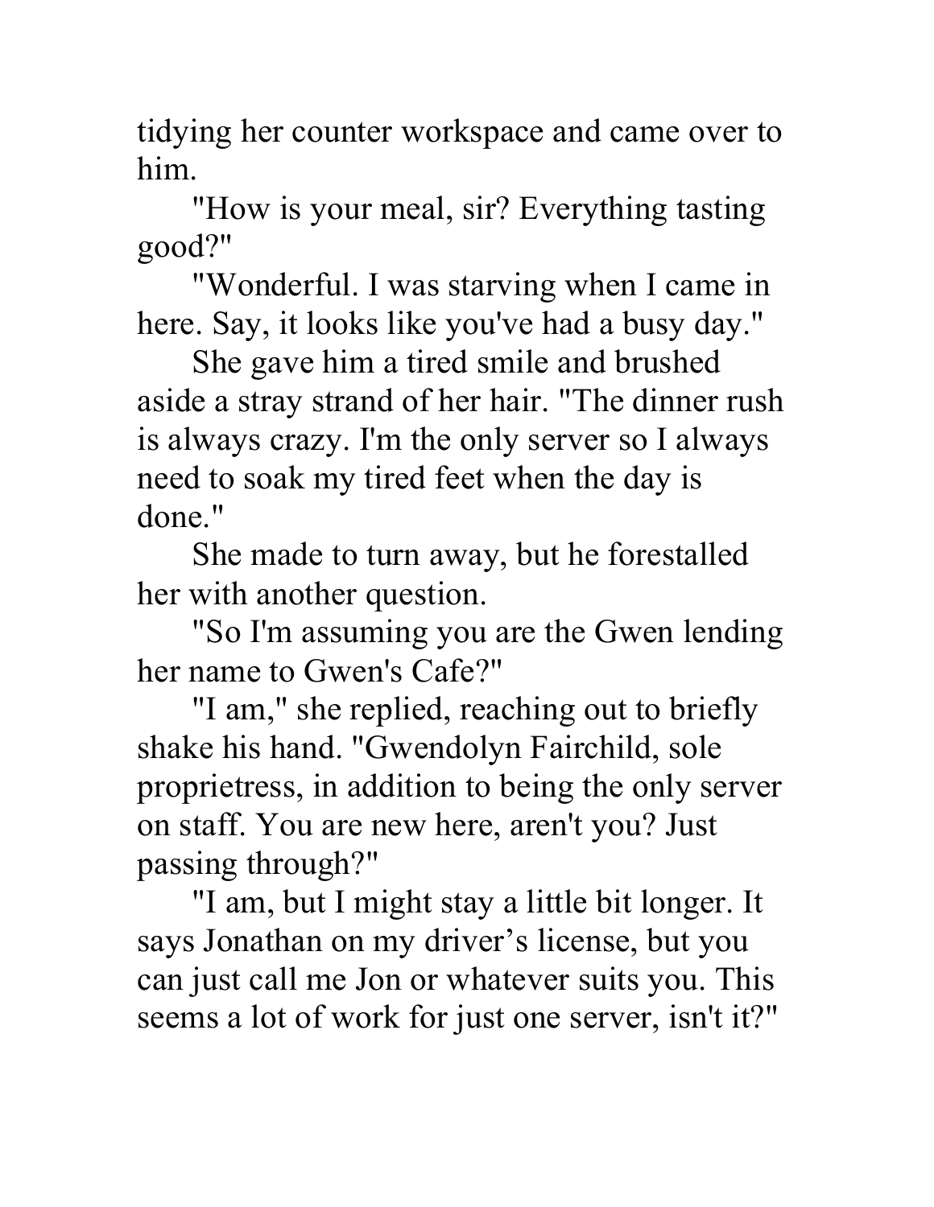tidying her counter workspace and came over to him.

"How is your meal, sir? Everything tasting good?"

"Wonderful. I was starving when I came in here. Say, it looks like you've had a busy day."

She gave him a tired smile and brushed aside a stray strand of her hair. "The dinner rush is always crazy. I'm the only server so I always need to soak my tired feet when the day is done."

She made to turn away, but he forestalled her with another question.

"So I'm assuming you are the Gwen lending her name to Gwen's Cafe?"

"I am," she replied, reaching out to briefly shake his hand. "Gwendolyn Fairchild, sole proprietress, in addition to being the only server on staff. You are new here, aren't you? Just passing through?"

"I am, but I might stay a little bit longer. It says Jonathan on my driver's license, but you can just call me Jon or whatever suits you. This seems a lot of work for just one server, isn't it?"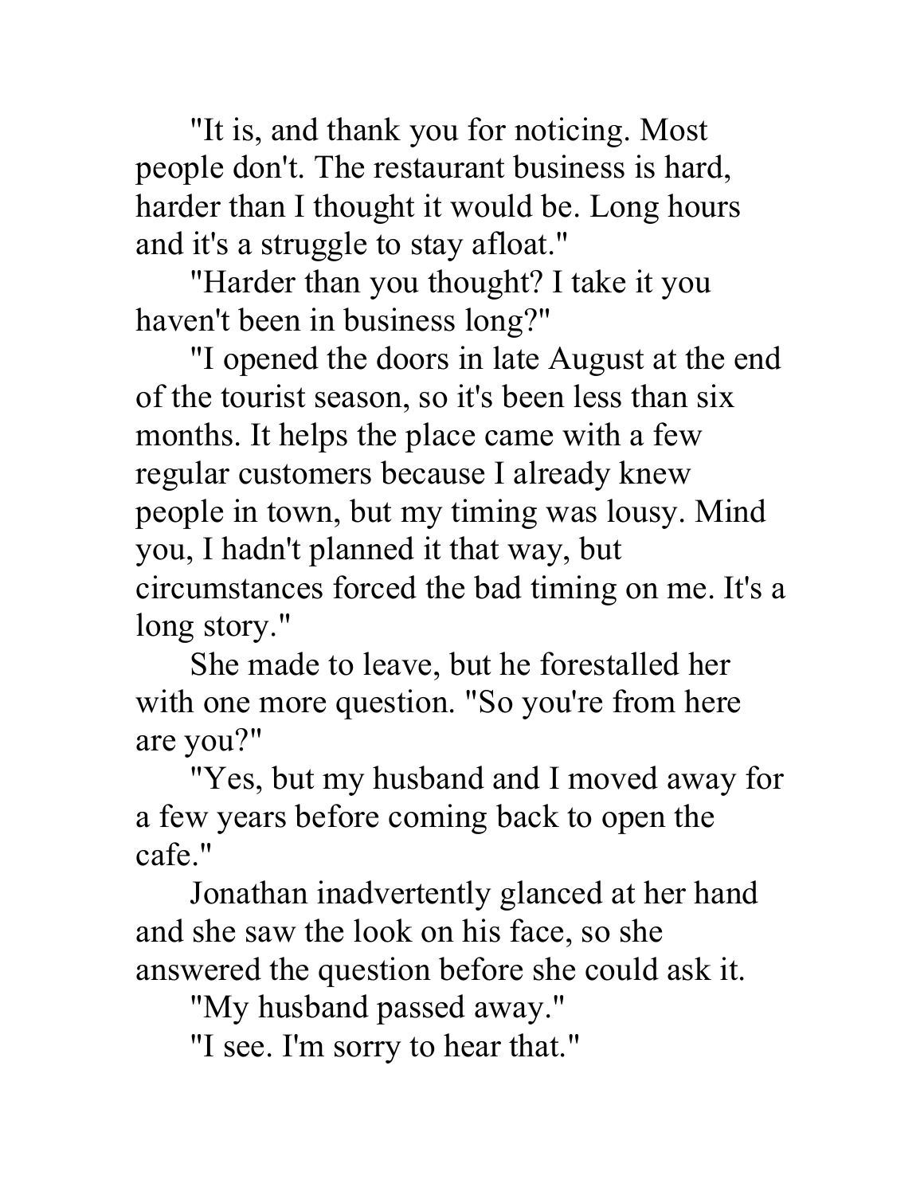"It is, and thank you for noticing. Most people don't. The restaurant business is hard, harder than I thought it would be. Long hours and it's a struggle to stay afloat."

"Harder than you thought? I take it you haven't been in business long?"

"I opened the doors in late August at the end of the tourist season, so it's been less than six months. It helps the place came with a few regular customers because I already knew people in town, but my timing was lousy. Mind you, I hadn't planned it that way, but circumstances forced the bad timing on me. It's a long story."

She made to leave, but he forestalled her with one more question. "So you're from here are you?"

"Yes, but my husband and I moved away for a few years before coming back to open the cafe."

Jonathan inadvertently glanced at her hand and she saw the look on his face, so she answered the question before she could ask it.

"My husband passed away."

"I see. I'm sorry to hear that."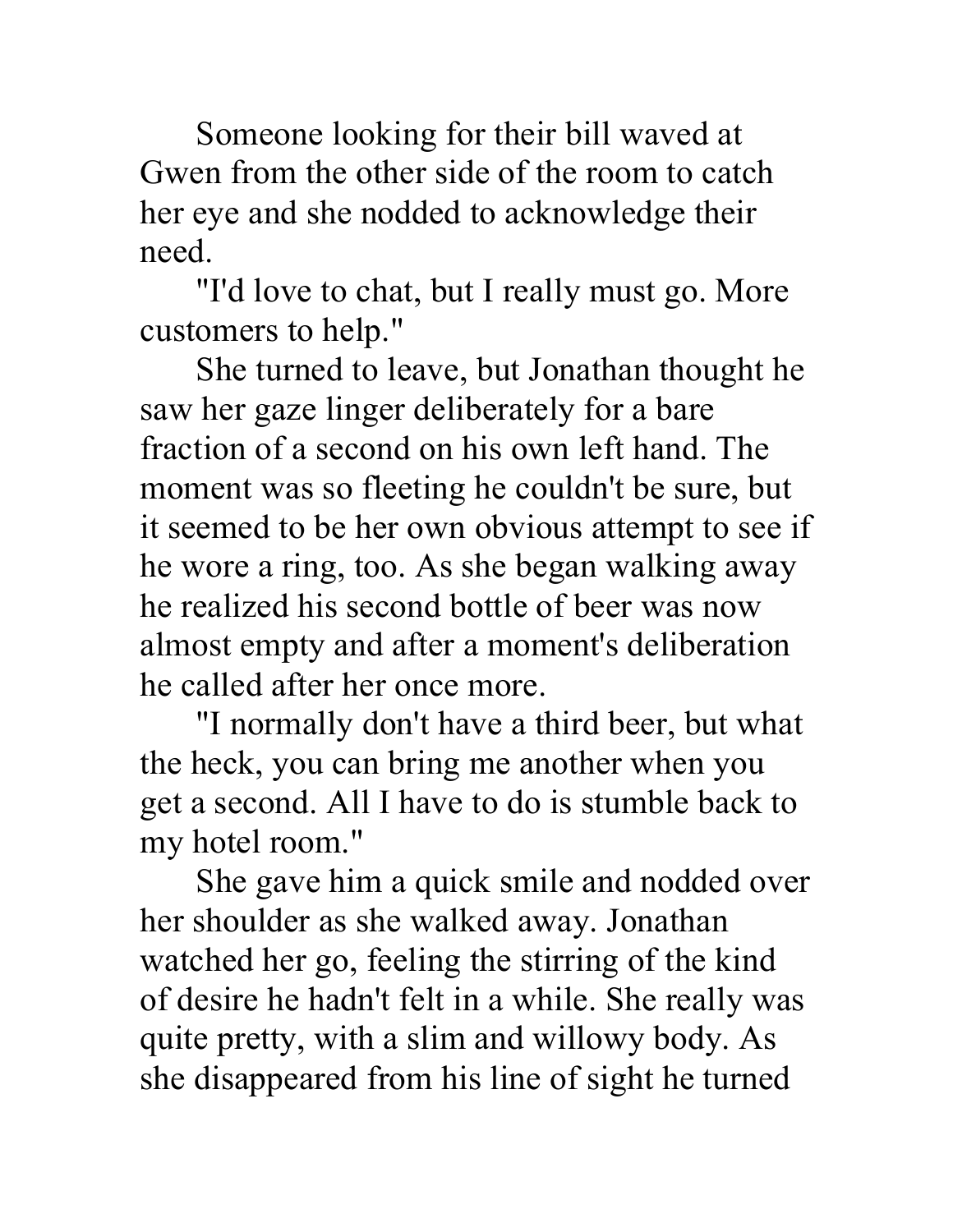Someone looking for their bill waved at Gwen from the other side of the room to catch her eye and she nodded to acknowledge their need.

"I'd love to chat, but I really must go. More customers to help."

She turned to leave, but Jonathan thought he saw her gaze linger deliberately for a bare fraction of a second on his own left hand. The moment was so fleeting he couldn't be sure, but it seemed to be her own obvious attempt to see if he wore a ring, too. As she began walking away he realized his second bottle of beer was now almost empty and after a moment's deliberation he called after her once more.

"I normally don't have a third beer, but what the heck, you can bring me another when you get a second. All I have to do is stumble back to my hotel room."

She gave him a quick smile and nodded over her shoulder as she walked away. Jonathan watched her go, feeling the stirring of the kind of desire he hadn't felt in a while. She really was quite pretty, with a slim and willowy body. As she disappeared from his line of sight he turned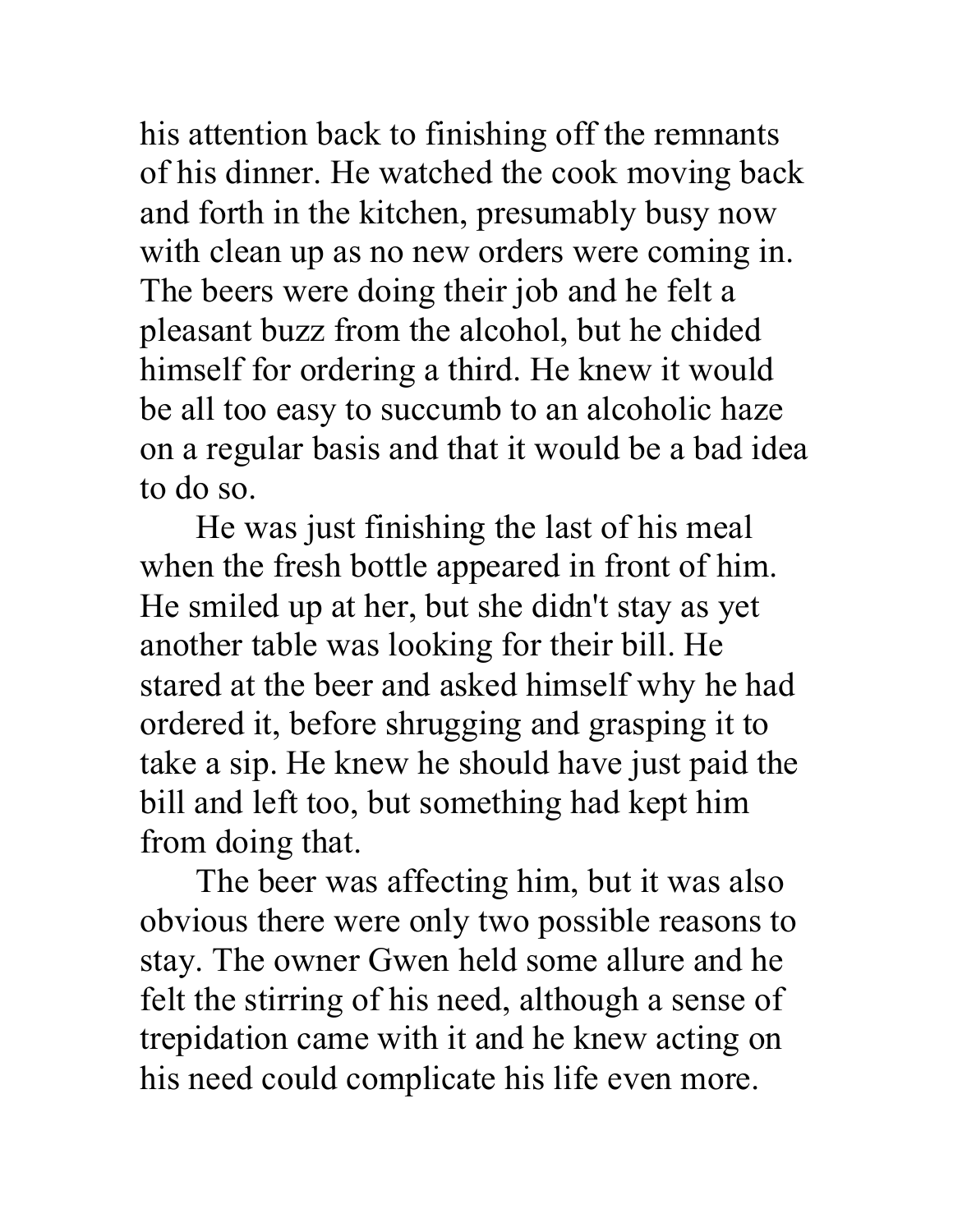his attention back to finishing off the remnants of his dinner. He watched the cook moving back and forth in the kitchen, presumably busy now with clean up as no new orders were coming in. The beers were doing their job and he felt a pleasant buzz from the alcohol, but he chided himself for ordering a third. He knew it would be all too easy to succumb to an alcoholic haze on a regular basis and that it would be a bad idea to do so.

He was just finishing the last of his meal when the fresh bottle appeared in front of him. He smiled up at her, but she didn't stay as yet another table was looking for their bill. He stared at the beer and asked himself why he had ordered it, before shrugging and grasping it to take a sip. He knew he should have just paid the bill and left too, but something had kept him from doing that.

The beer was affecting him, but it was also obvious there were only two possible reasons to stay. The owner Gwen held some allure and he felt the stirring of his need, although a sense of trepidation came with it and he knew acting on his need could complicate his life even more.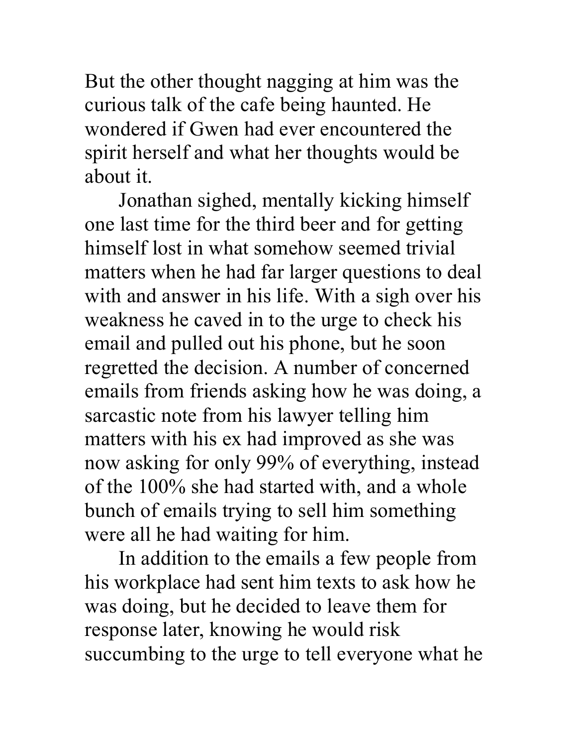But the other thought nagging at him was the curious talk of the cafe being haunted. He wondered if Gwen had ever encountered the spirit herself and what her thoughts would be about it.

Jonathan sighed, mentally kicking himself one last time for the third beer and for getting himself lost in what somehow seemed trivial matters when he had far larger questions to deal with and answer in his life. With a sigh over his weakness he caved in to the urge to check his email and pulled out his phone, but he soon regretted the decision. A number of concerned emails from friends asking how he was doing, a sarcastic note from his lawyer telling him matters with his ex had improved as she was now asking for only 99% of everything, instead of the 100% she had started with, and a whole bunch of emails trying to sell him something were all he had waiting for him.

In addition to the emails a few people from his workplace had sent him texts to ask how he was doing, but he decided to leave them for response later, knowing he would risk succumbing to the urge to tell everyone what he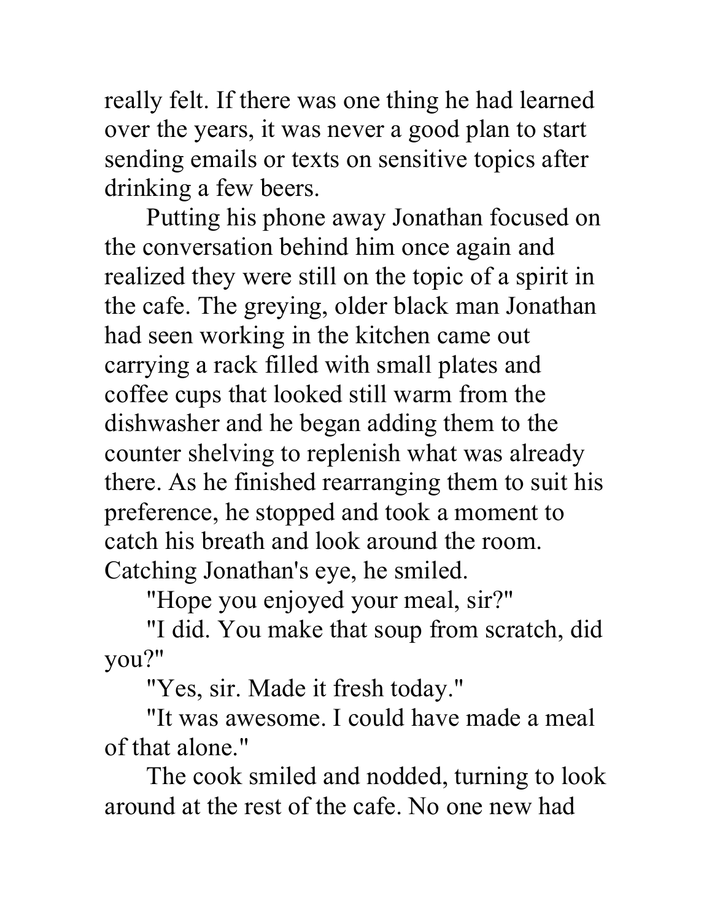really felt. If there was one thing he had learned over the years, it was never a good plan to start sending emails or texts on sensitive topics after drinking a few beers.

Putting his phone away Jonathan focused on the conversation behind him once again and realized they were still on the topic of a spirit in the cafe. The greying, older black man Jonathan had seen working in the kitchen came out carrying a rack filled with small plates and coffee cups that looked still warm from the dishwasher and he began adding them to the counter shelving to replenish what was already there. As he finished rearranging them to suit his preference, he stopped and took a moment to catch his breath and look around the room. Catching Jonathan's eye, he smiled.

"Hope you enjoyed your meal, sir?"

"I did. You make that soup from scratch, did you?"

"Yes, sir. Made it fresh today."

"It was awesome. I could have made a meal of that alone."

The cook smiled and nodded, turning to look around at the rest of the cafe. No one new had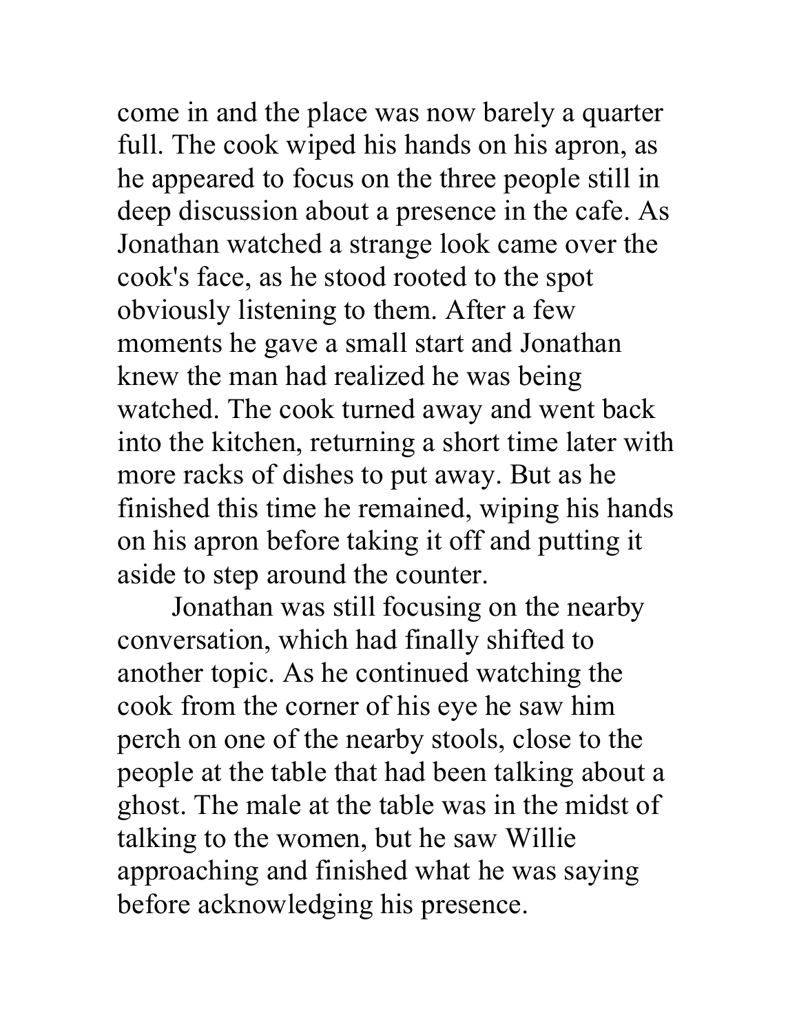come in and the place was now barely a quarter full. The cook wiped his hands on his apron, as he appeared to focus on the three people still in deep discussion about a presence in the cafe. As Jonathan watched a strange look came over the cook's face, as he stood rooted to the spot obviously listening to them. After a few moments he gave a small start and Jonathan knew the man had realized he was being watched. The cook turned away and went back into the kitchen, returning a short time later with more racks of dishes to put away. But as he finished this time he remained, wiping his hands on his apron before taking it off and putting it aside to step around the counter.

Jonathan was still focusing on the nearby conversation, which had finally shifted to another topic. As he continued watching the cook from the corner of his eye he saw him perch on one of the nearby stools, close to the people at the table that had been talking about a ghost. The male at the table was in the midst of talking to the women, but he saw Willie approaching and finished what he was saying before acknowledging his presence.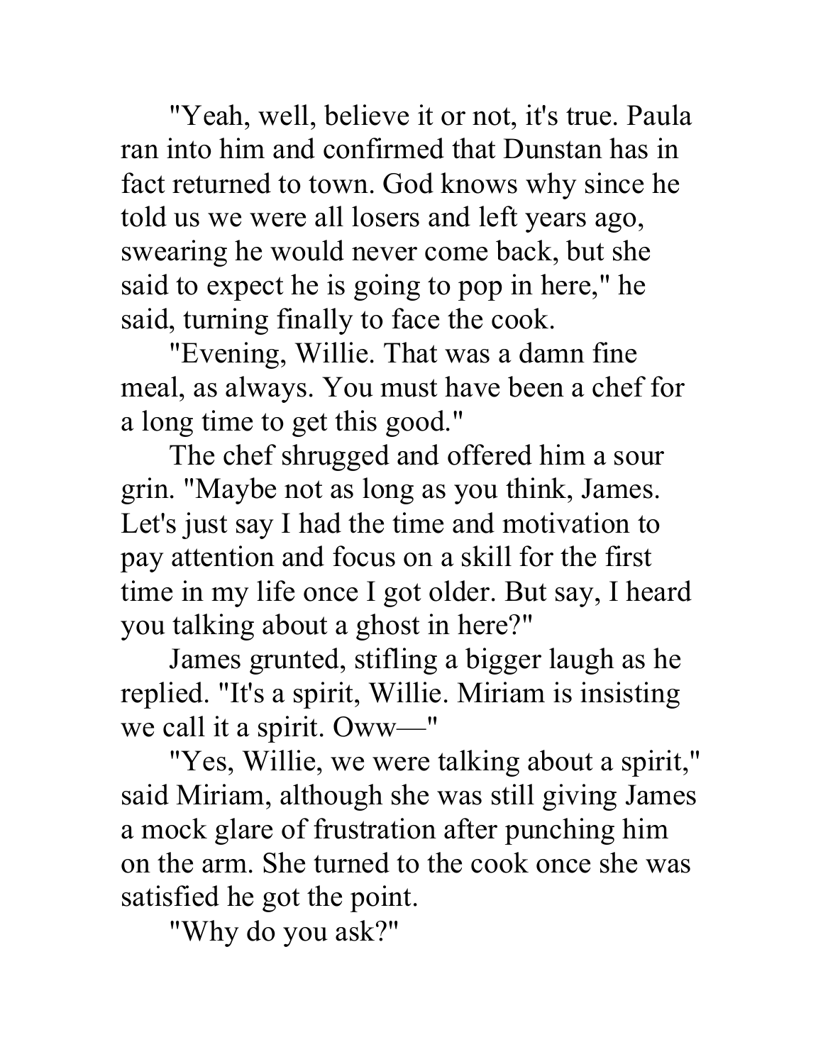"Yeah, well, believe it or not, it's true. Paula ran into him and confirmed that Dunstan has in fact returned to town. God knows why since he told us we were all losers and left years ago, swearing he would never come back, but she said to expect he is going to pop in here," he said, turning finally to face the cook.

"Evening, Willie. That was a damn fine meal, as always. You must have been a chef for a long time to get this good."

The chef shrugged and offered him a sour grin. "Maybe not as long as you think, James. Let's just say I had the time and motivation to pay attention and focus on a skill for the first time in my life once I got older. But say, I heard you talking about a ghost in here?"

James grunted, stifling a bigger laugh as he replied. "It's a spirit, Willie. Miriam is insisting we call it a spirit. Oww—"

"Yes, Willie, we were talking about a spirit," said Miriam, although she was still giving James a mock glare of frustration after punching him on the arm. She turned to the cook once she was satisfied he got the point.

"Why do you ask?"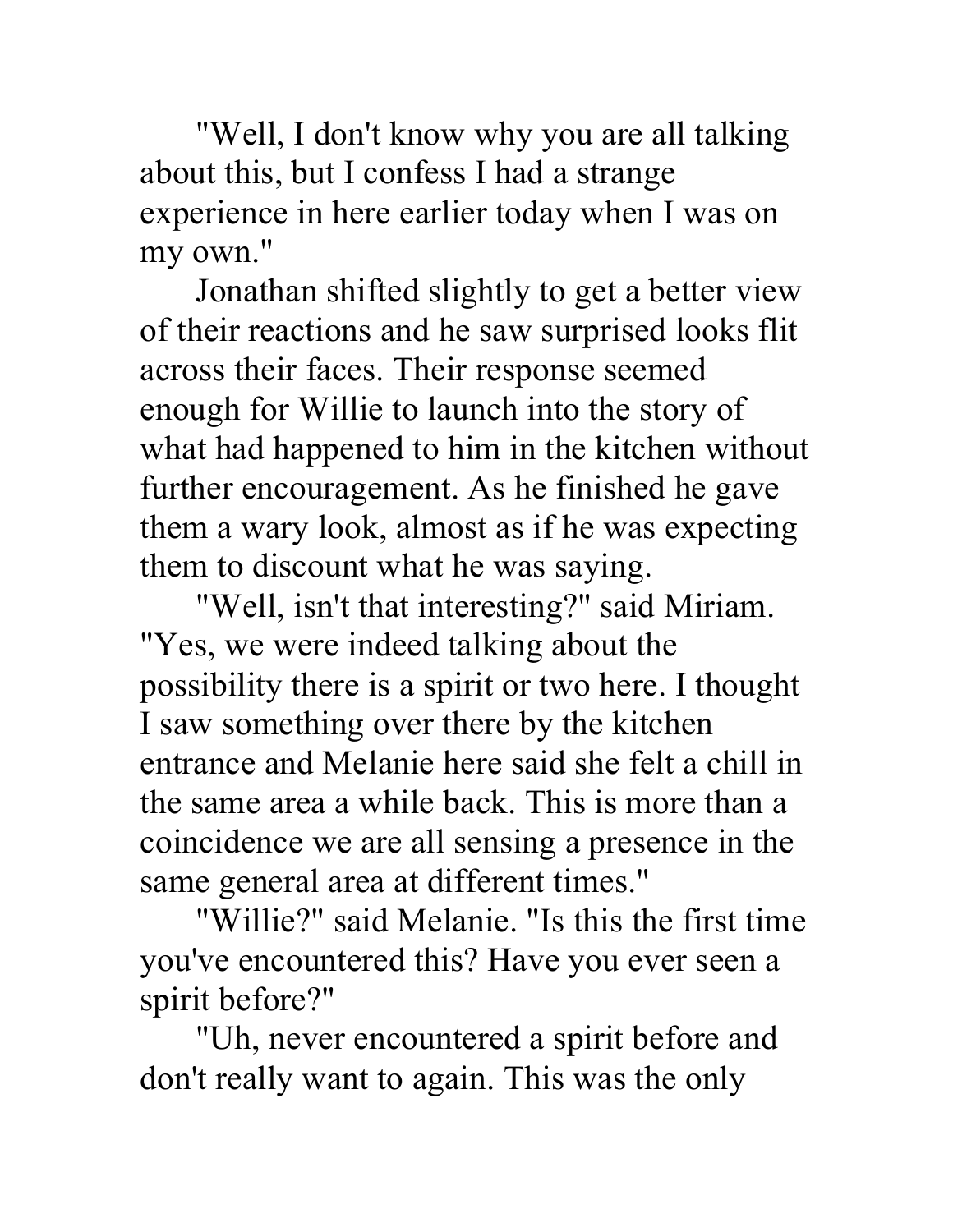"Well, I don't know why you are all talking about this, but I confess I had a strange experience in here earlier today when I was on my own."

Jonathan shifted slightly to get a better view of their reactions and he saw surprised looks flit across their faces. Their response seemed enough for Willie to launch into the story of what had happened to him in the kitchen without further encouragement. As he finished he gave them a wary look, almost as if he was expecting them to discount what he was saying.

"Well, isn't that interesting?" said Miriam. "Yes, we were indeed talking about the possibility there is a spirit or two here. I thought I saw something over there by the kitchen entrance and Melanie here said she felt a chill in the same area a while back. This is more than a coincidence we are all sensing a presence in the same general area at different times."

"Willie?" said Melanie. "Is this the first time you've encountered this? Have you ever seen a spirit before?"

"Uh, never encountered a spirit before and don't really want to again. This was the only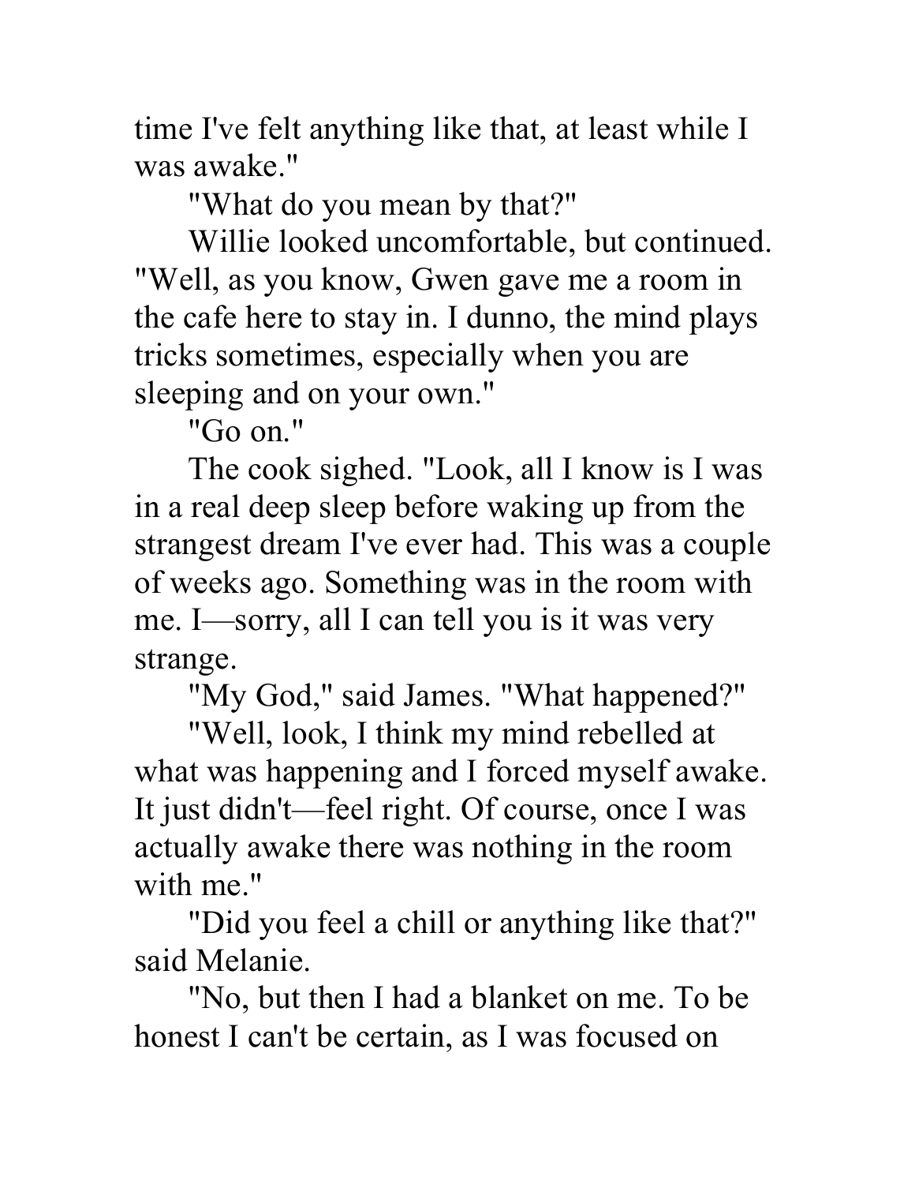time I've felt anything like that, at least while I was awake."

"What do you mean by that?"

Willie looked uncomfortable, but continued. "Well, as you know, Gwen gave me a room in the cafe here to stay in. I dunno, the mind plays tricks sometimes, especially when you are sleeping and on your own."

"Go on."

The cook sighed. "Look, all I know is I was in a real deep sleep before waking up from the strangest dream I've ever had. This was a couple of weeks ago. Something was in the room with me. I—sorry, all I can tell you is it was very strange.

"My God," said James. "What happened?"

"Well, look, I think my mind rebelled at what was happening and I forced myself awake. It just didn't—feel right. Of course, once I was actually awake there was nothing in the room with me."

"Did you feel a chill or anything like that?" said Melanie.

"No, but then I had a blanket on me. To be honest I can't be certain, as I was focused on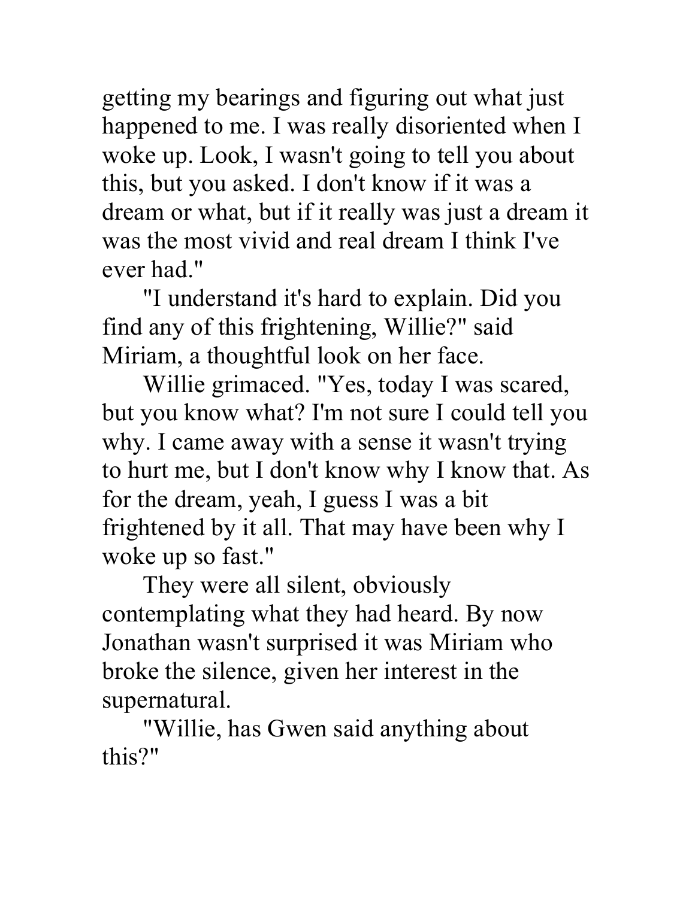getting my bearings and figuring out what just happened to me. I was really disoriented when I woke up. Look, I wasn't going to tell you about this, but you asked. I don't know if it was a dream or what, but if it really was just a dream it was the most vivid and real dream I think I've ever had."

"I understand it's hard to explain. Did you find any of this frightening, Willie?" said Miriam, a thoughtful look on her face.

Willie grimaced. "Yes, today I was scared, but you know what? I'm not sure I could tell you why. I came away with a sense it wasn't trying to hurt me, but I don't know why I know that. As for the dream, yeah, I guess I was a bit frightened by it all. That may have been why I woke up so fast."

They were all silent, obviously contemplating what they had heard. By now Jonathan wasn't surprised it was Miriam who broke the silence, given her interest in the supernatural.

"Willie, has Gwen said anything about this?"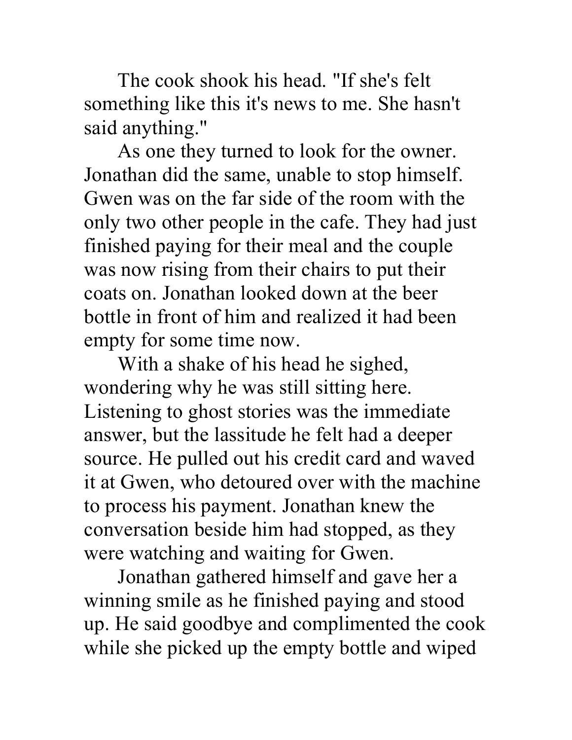The cook shook his head. "If she's felt something like this it's news to me. She hasn't said anything."

As one they turned to look for the owner. Jonathan did the same, unable to stop himself. Gwen was on the far side of the room with the only two other people in the cafe. They had just finished paying for their meal and the couple was now rising from their chairs to put their coats on. Jonathan looked down at the beer bottle in front of him and realized it had been empty for some time now.

With a shake of his head he sighed, wondering why he was still sitting here. Listening to ghost stories was the immediate answer, but the lassitude he felt had a deeper source. He pulled out his credit card and waved it at Gwen, who detoured over with the machine to process his payment. Jonathan knew the conversation beside him had stopped, as they were watching and waiting for Gwen.

Jonathan gathered himself and gave her a winning smile as he finished paying and stood up. He said goodbye and complimented the cook while she picked up the empty bottle and wiped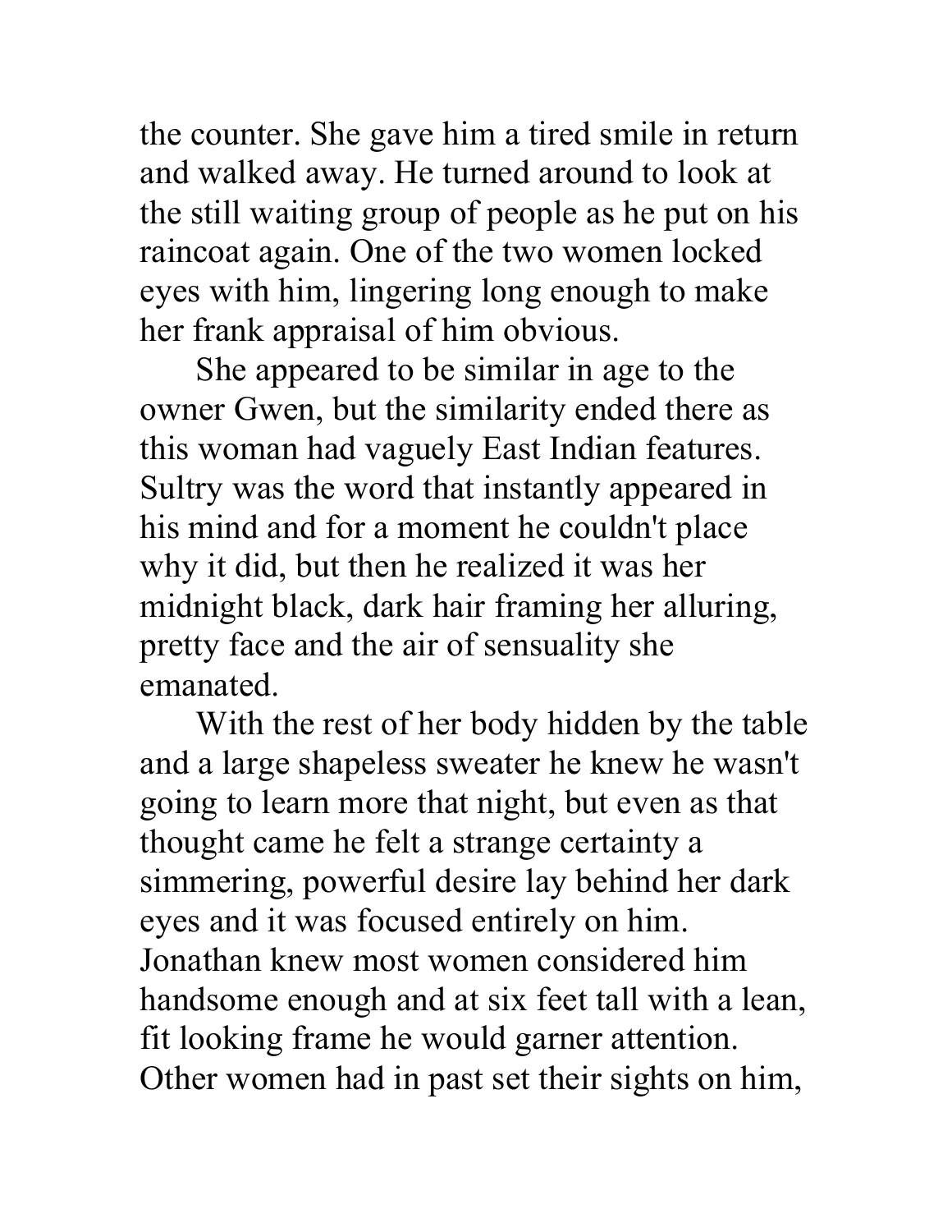the counter. She gave him a tired smile in return and walked away. He turned around to look at the still waiting group of people as he put on his raincoat again. One of the two women locked eyes with him, lingering long enough to make her frank appraisal of him obvious.

She appeared to be similar in age to the owner Gwen, but the similarity ended there as this woman had vaguely East Indian features. Sultry was the word that instantly appeared in his mind and for a moment he couldn't place why it did, but then he realized it was her midnight black, dark hair framing her alluring, pretty face and the air of sensuality she emanated.

With the rest of her body hidden by the table and a large shapeless sweater he knew he wasn't going to learn more that night, but even as that thought came he felt a strange certainty a simmering, powerful desire lay behind her dark eyes and it was focused entirely on him. Jonathan knew most women considered him handsome enough and at six feet tall with a lean, fit looking frame he would garner attention. Other women had in past set their sights on him,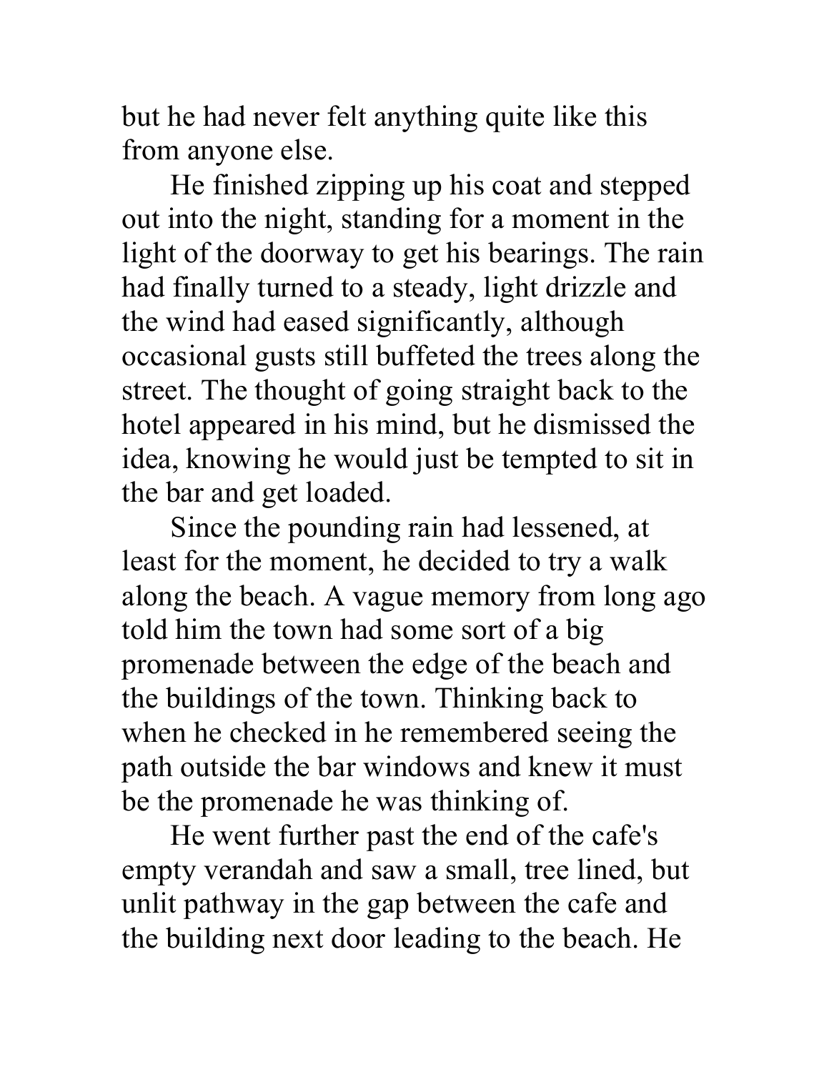but he had never felt anything quite like this from anyone else.

He finished zipping up his coat and stepped out into the night, standing for a moment in the light of the doorway to get his bearings. The rain had finally turned to a steady, light drizzle and the wind had eased significantly, although occasional gusts still buffeted the trees along the street. The thought of going straight back to the hotel appeared in his mind, but he dismissed the idea, knowing he would just be tempted to sit in the bar and get loaded.

Since the pounding rain had lessened, at least for the moment, he decided to try a walk along the beach. A vague memory from long ago told him the town had some sort of a big promenade between the edge of the beach and the buildings of the town. Thinking back to when he checked in he remembered seeing the path outside the bar windows and knew it must be the promenade he was thinking of.

He went further past the end of the cafe's empty verandah and saw a small, tree lined, but unlit pathway in the gap between the cafe and the building next door leading to the beach. He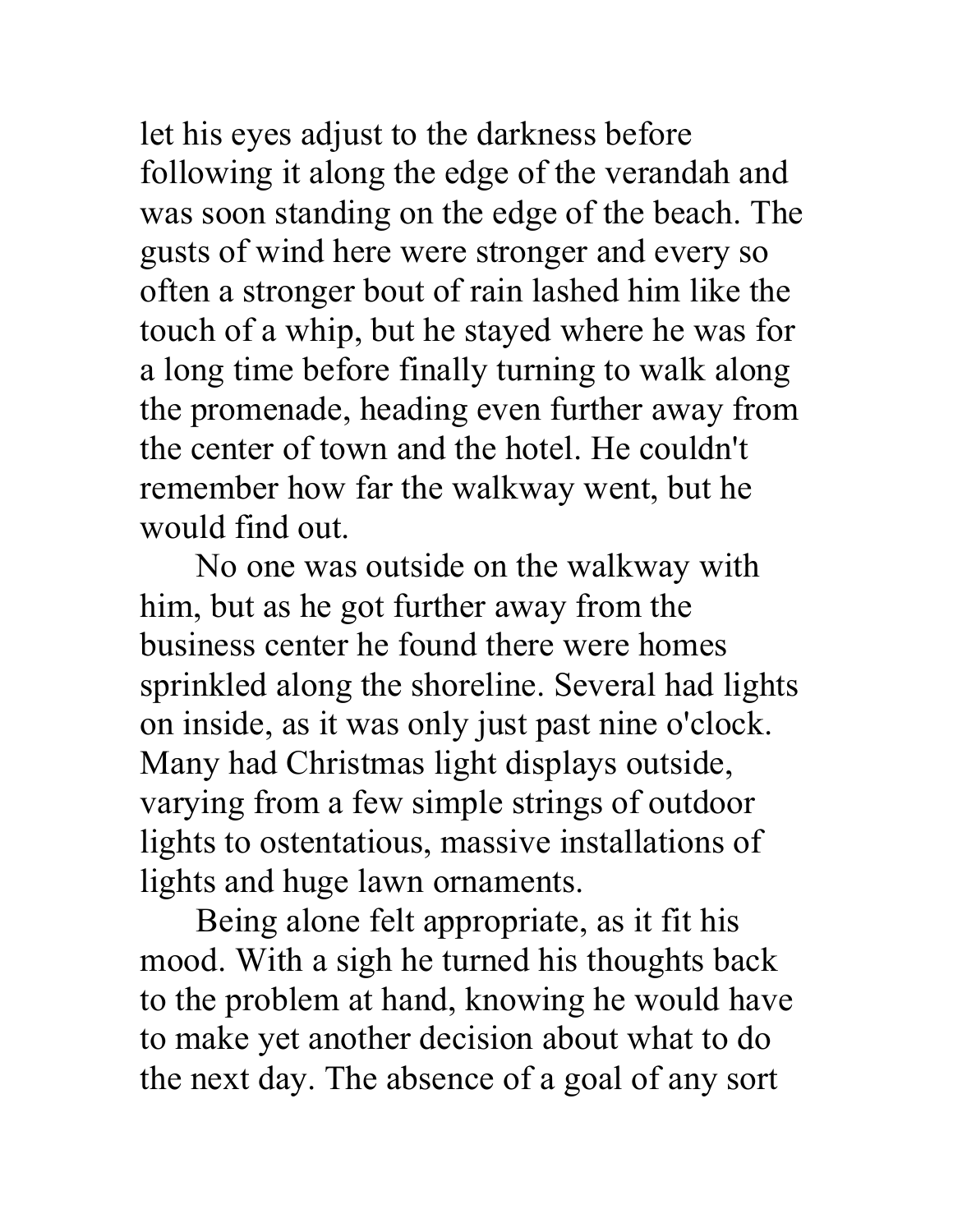let his eyes adjust to the darkness before following it along the edge of the verandah and was soon standing on the edge of the beach. The gusts of wind here were stronger and every so often a stronger bout of rain lashed him like the touch of a whip, but he stayed where he was for a long time before finally turning to walk along the promenade, heading even further away from the center of town and the hotel. He couldn't remember how far the walkway went, but he would find out.

No one was outside on the walkway with him, but as he got further away from the business center he found there were homes sprinkled along the shoreline. Several had lights on inside, as it was only just past nine o'clock. Many had Christmas light displays outside, varying from a few simple strings of outdoor lights to ostentatious, massive installations of lights and huge lawn ornaments.

Being alone felt appropriate, as it fit his mood. With a sigh he turned his thoughts back to the problem at hand, knowing he would have to make yet another decision about what to do the next day. The absence of a goal of any sort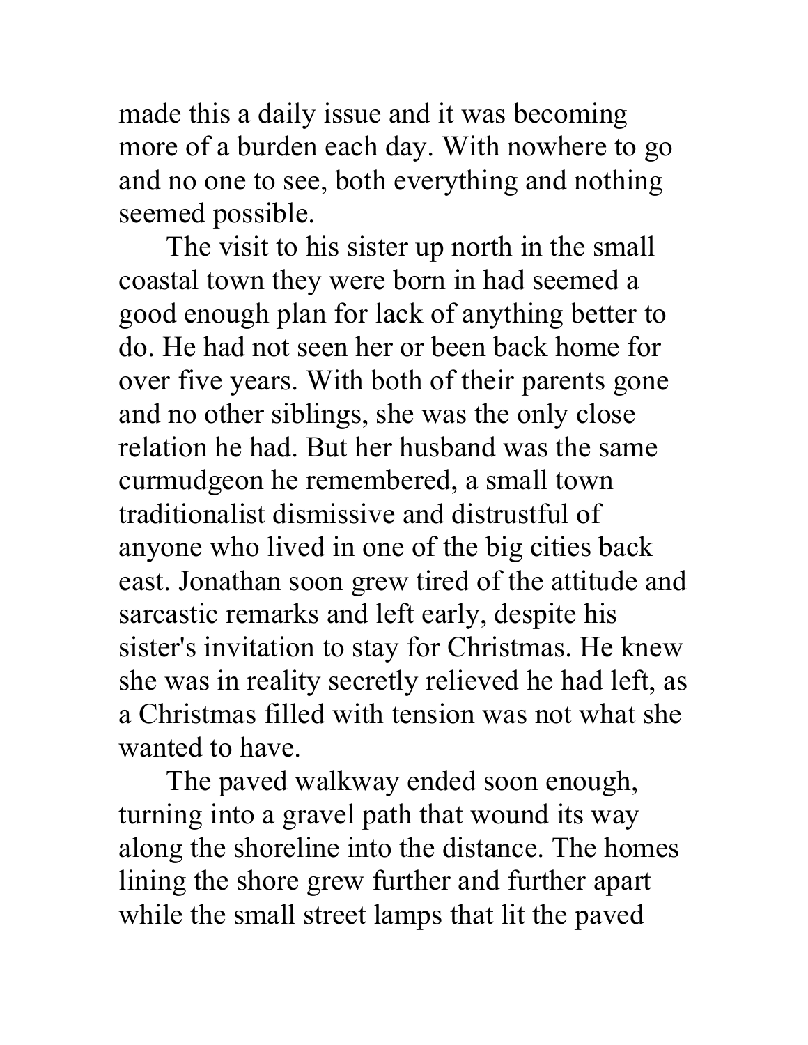made this a daily issue and it was becoming more of a burden each day. With nowhere to go and no one to see, both everything and nothing seemed possible.

The visit to his sister up north in the small coastal town they were born in had seemed a good enough plan for lack of anything better to do. He had not seen her or been back home for over five years. With both of their parents gone and no other siblings, she was the only close relation he had. But her husband was the same curmudgeon he remembered, a small town traditionalist dismissive and distrustful of anyone who lived in one of the big cities back east. Jonathan soon grew tired of the attitude and sarcastic remarks and left early, despite his sister's invitation to stay for Christmas. He knew she was in reality secretly relieved he had left, as a Christmas filled with tension was not what she wanted to have.

The paved walkway ended soon enough, turning into a gravel path that wound its way along the shoreline into the distance. The homes lining the shore grew further and further apart while the small street lamps that lit the paved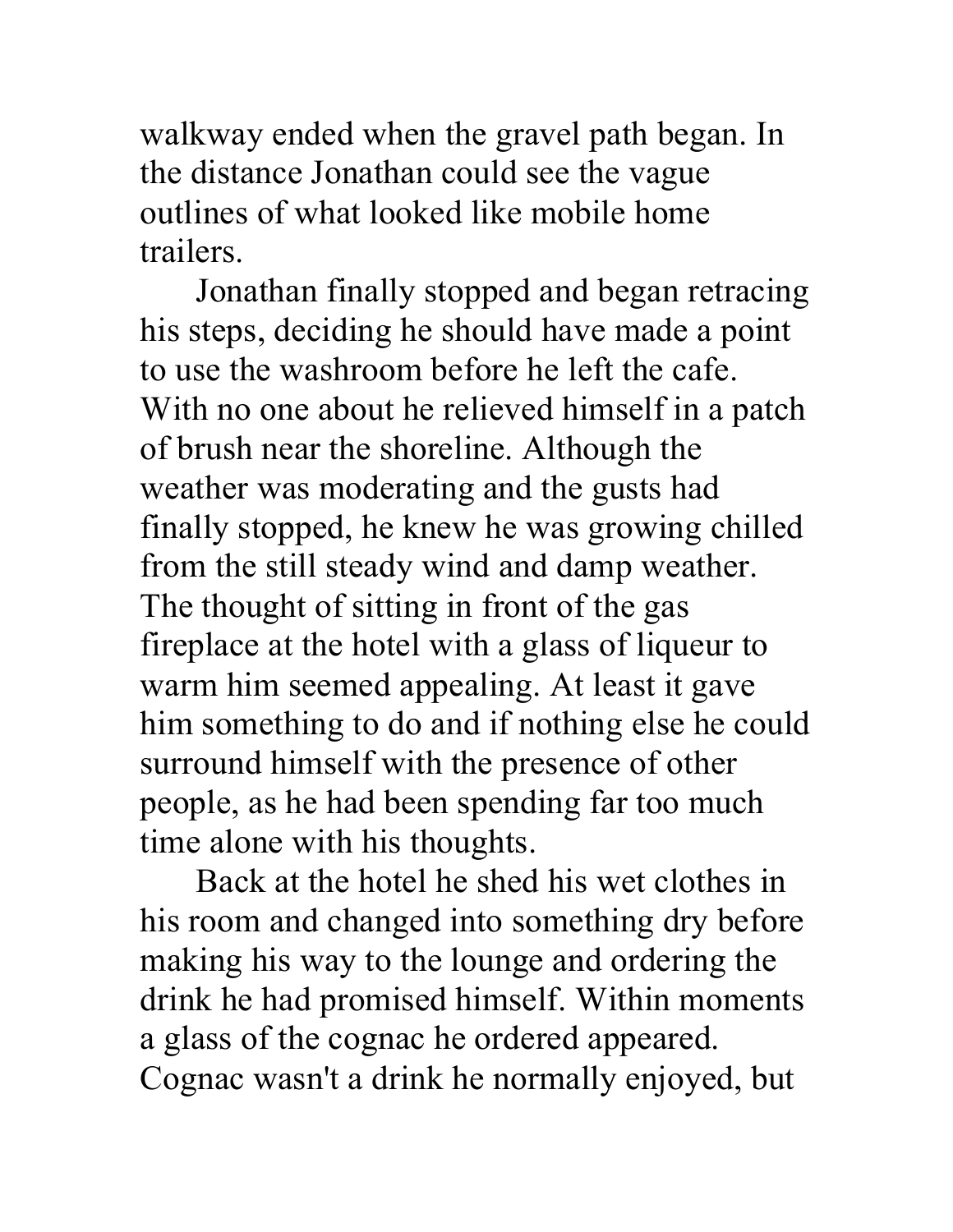walkway ended when the gravel path began. In the distance Jonathan could see the vague outlines of what looked like mobile home trailers.

Jonathan finally stopped and began retracing his steps, deciding he should have made a point to use the washroom before he left the cafe. With no one about he relieved himself in a patch of brush near the shoreline. Although the weather was moderating and the gusts had finally stopped, he knew he was growing chilled from the still steady wind and damp weather. The thought of sitting in front of the gas fireplace at the hotel with a glass of liqueur to warm him seemed appealing. At least it gave him something to do and if nothing else he could surround himself with the presence of other people, as he had been spending far too much time alone with his thoughts.

Back at the hotel he shed his wet clothes in his room and changed into something dry before making his way to the lounge and ordering the drink he had promised himself. Within moments a glass of the cognac he ordered appeared. Cognac wasn't a drink he normally enjoyed, but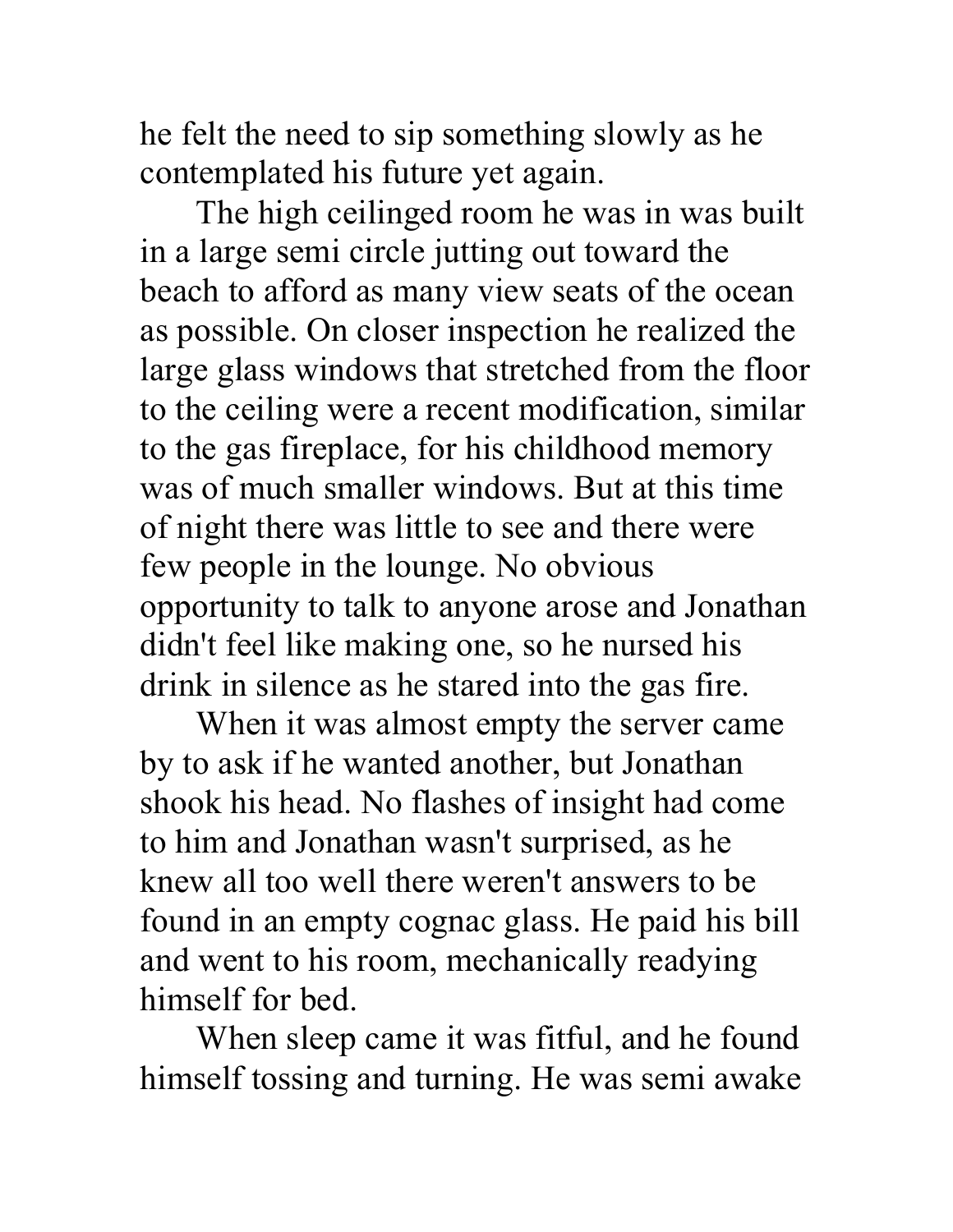he felt the need to sip something slowly as he contemplated his future yet again.

The high ceilinged room he was in was built in a large semi circle jutting out toward the beach to afford as many view seats of the ocean as possible. On closer inspection he realized the large glass windows that stretched from the floor to the ceiling were a recent modification, similar to the gas fireplace, for his childhood memory was of much smaller windows. But at this time of night there was little to see and there were few people in the lounge. No obvious opportunity to talk to anyone arose and Jonathan didn't feel like making one, so he nursed his drink in silence as he stared into the gas fire.

When it was almost empty the server came by to ask if he wanted another, but Jonathan shook his head. No flashes of insight had come to him and Jonathan wasn't surprised, as he knew all too well there weren't answers to be found in an empty cognac glass. He paid his bill and went to his room, mechanically readying himself for bed.

When sleep came it was fitful, and he found himself tossing and turning. He was semi awake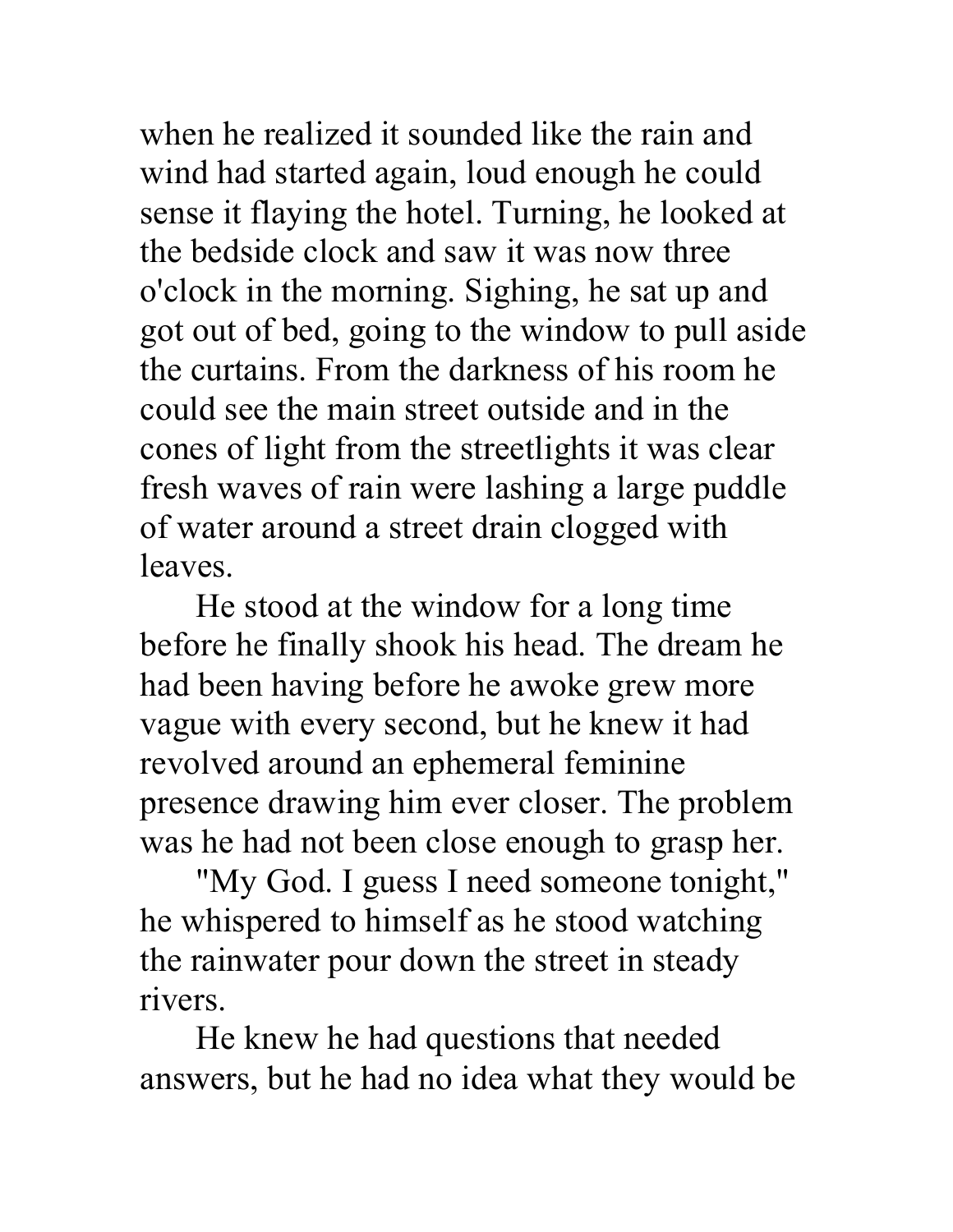when he realized it sounded like the rain and wind had started again, loud enough he could sense it flaying the hotel. Turning, he looked at the bedside clock and saw it was now three o'clock in the morning. Sighing, he sat up and got out of bed, going to the window to pull aside the curtains. From the darkness of his room he could see the main street outside and in the cones of light from the streetlights it was clear fresh waves of rain were lashing a large puddle of water around a street drain clogged with leaves.

He stood at the window for a long time before he finally shook his head. The dream he had been having before he awoke grew more vague with every second, but he knew it had revolved around an ephemeral feminine presence drawing him ever closer. The problem was he had not been close enough to grasp her.

"My God. I guess I need someone tonight," he whispered to himself as he stood watching the rainwater pour down the street in steady rivers.

He knew he had questions that needed answers, but he had no idea what they would be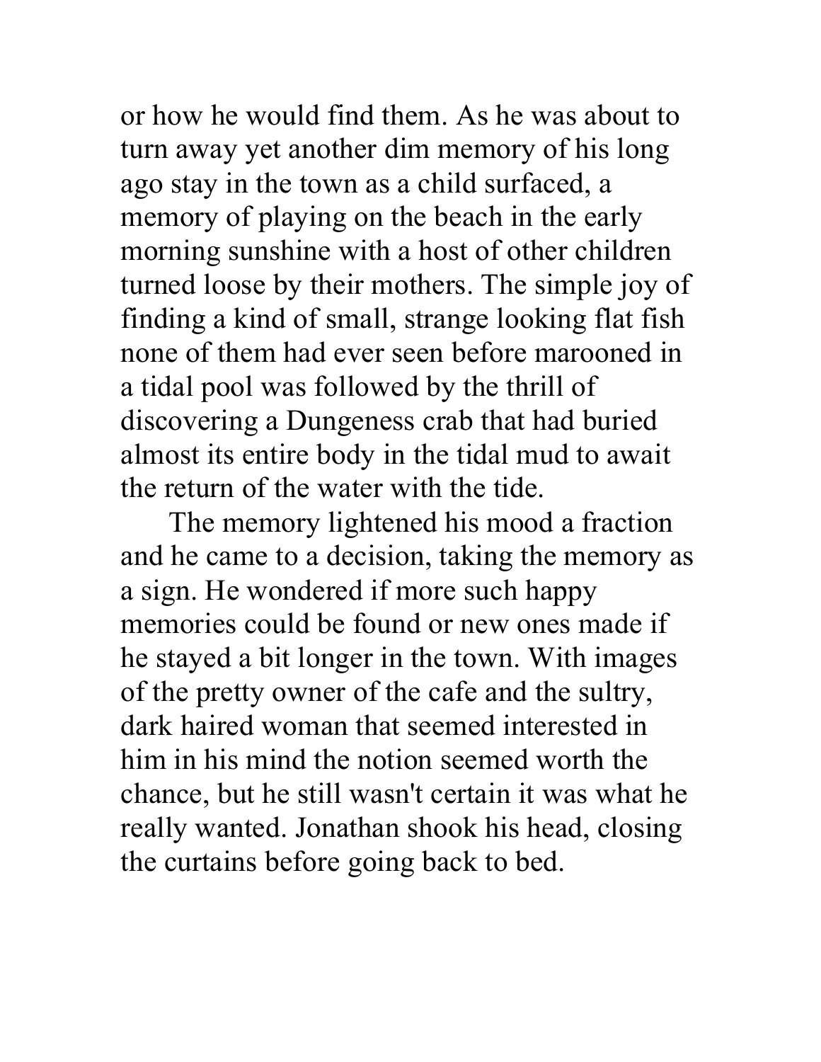or how he would find them. As he was about to turn away yet another dim memory of his long ago stay in the town as a child surfaced, a memory of playing on the beach in the early morning sunshine with a host of other children turned loose by their mothers. The simple joy of finding a kind of small, strange looking flat fish none of them had ever seen before marooned in a tidal pool was followed by the thrill of discovering a Dungeness crab that had buried almost its entire body in the tidal mud to await the return of the water with the tide.

The memory lightened his mood a fraction and he came to a decision, taking the memory as a sign. He wondered if more such happy memories could be found or new ones made if he stayed a bit longer in the town. With images of the pretty owner of the cafe and the sultry, dark haired woman that seemed interested in him in his mind the notion seemed worth the chance, but he still wasn't certain it was what he really wanted. Jonathan shook his head, closing the curtains before going back to bed.